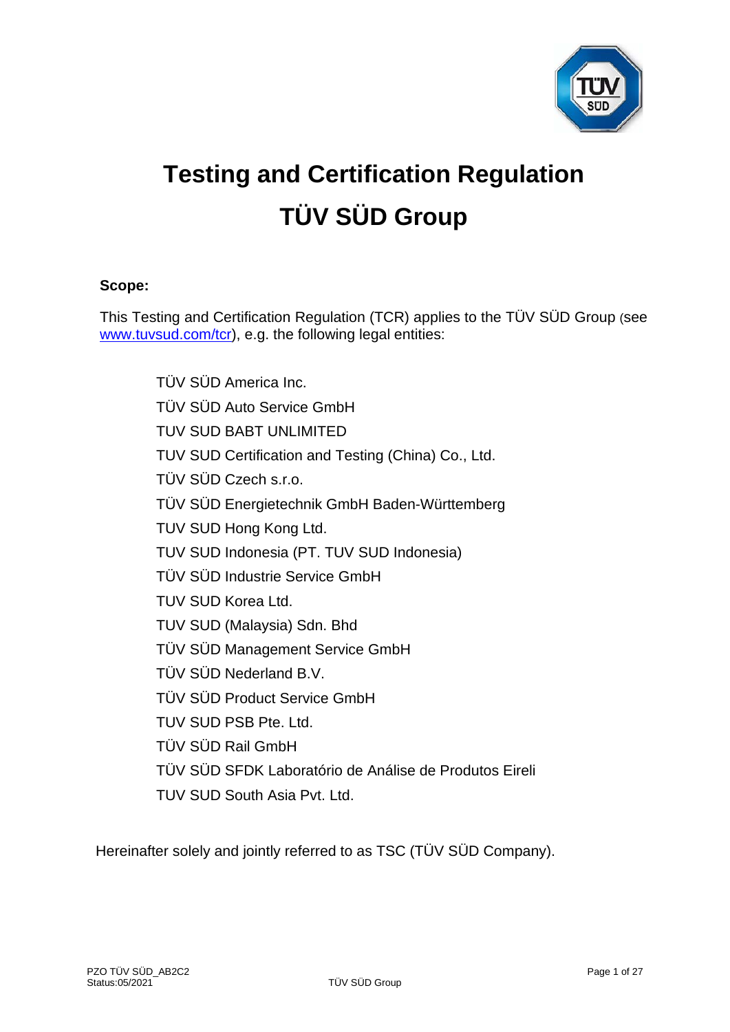# Testing and Certification Regulation

# TÜV SÜD Group

**Scope:**

This Testing and Certification Regulation (TCR) applies to the TÜV SÜD Group (see [www.tuvsud.com/tcr](www.tuvsud.com/tcr)), e.g. the following legal entities:

TÜV SÜD America Inc.

TÜV SÜD Auto Service GmbH

TUV SUD BABT UNLIMITED

TUV SUD Certification and Testing (China) Co., Ltd.

TÜV SÜD Czech s.r.o.

TÜV SÜD Energietechnik GmbH Baden-Württemberg

TUV SUD Hong Kong Ltd.

TUV SUD Indonesia (PT. TUV SUD Indonesia)

TÜV SÜD Industrie Service GmbH

TUV SUD Korea Ltd.

TUV SUD (Malaysia) Sdn. Bhd

TÜV SÜD Management Service GmbH

TÜV SÜD Nederland B.V.

TÜV SÜD Product Service GmbH

TUV SUD PSB Pte. Ltd.

TÜV SÜD Rail GmbH

TÜV SÜD SFDK Laboratório de Análise de Produtos Eireli

TUV SUD South Asia Pvt. Ltd.

Hereinafter solely and jointly referred to as TSC (TÜV SÜD Company).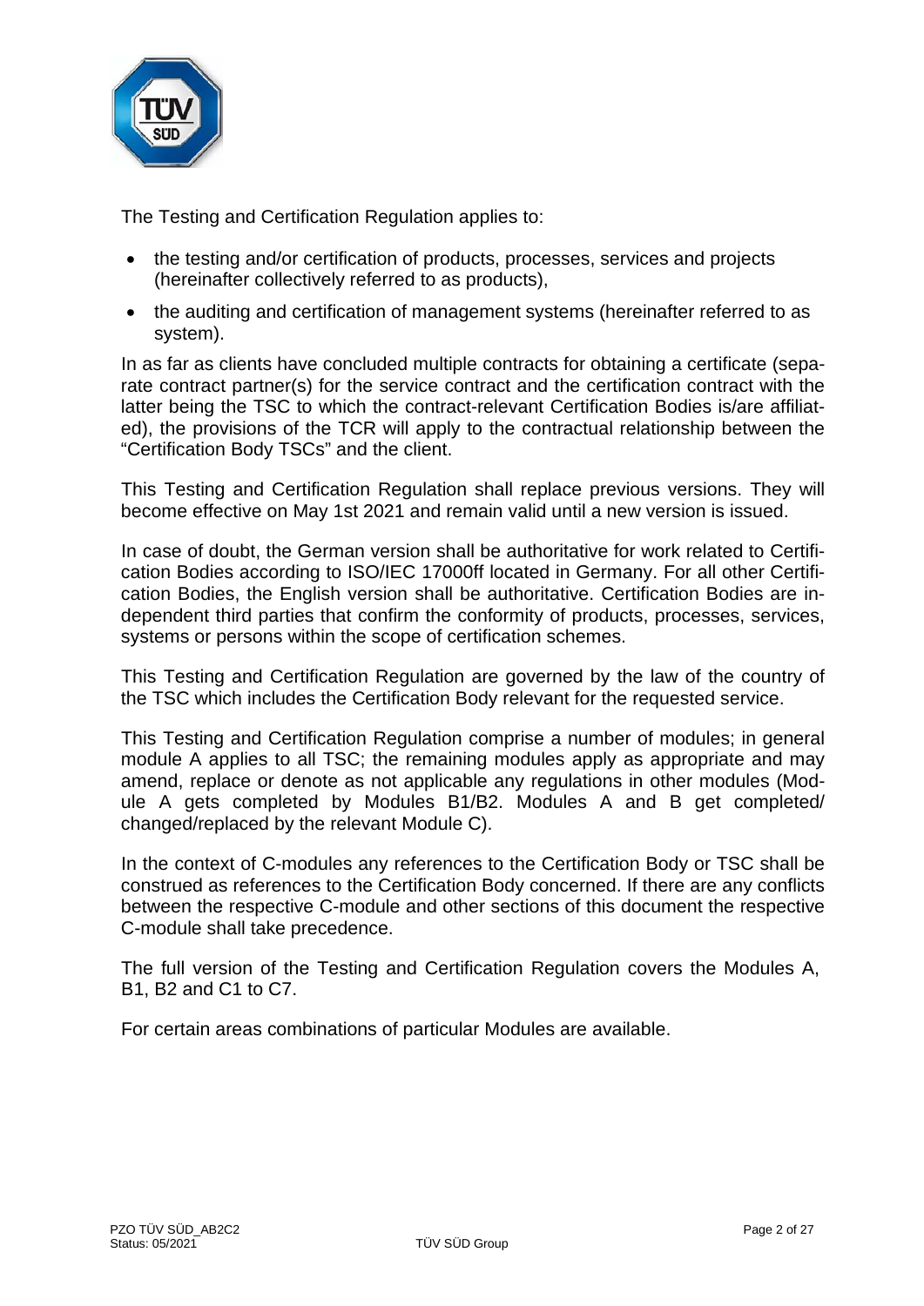The Testing and Certification Regulation applies to:

- the testing and/or certification of products, processes, services and projects (hereinafter collectively referred to as products),
- the auditing and certification of management systems (hereinafter referred to as system).

In as far as clients have concluded multiple contracts for obtaining a certificate (separate contract partner(s) for the service contract and the certification contract with the latter being the TSC to which the contract-relevant Certification Bodies is/are affiliated), the provisions of the TCR will apply to the contractual relationship between the "Certification Body TSCs" and the client.

This Testing and Certification Regulation shall replace previous versions. They will become effective on May 1st 2021 and remain valid until a new version is issued.

In case of doubt, the German version shall be authoritative for work related to Certification Bodies according to ISO/IEC 17000ff located in Germany. For all other Certification Bodies, the English version shall be authoritative. Certification Bodies are independent third parties that confirm the conformity of products, processes, services, systems or persons within the scope of certification schemes.

This Testing and Certification Regulation are governed by the law of the country of the TSC which includes the Certification Body relevant for the requested service.

This Testing and Certification Regulation comprise a number of modules; in general module A applies to all TSC; the remaining modules apply as appropriate and may amend, replace or denote as not applicable any regulations in other modules (Module A gets completed by Modules B1/B2. Modules A and B get completed/ changed/replaced by the relevant Module C).

In the context of C-modules any references to the Certification Body or TSC shall be construed as references to the Certification Body concerned. If there are any conflicts between the respective C-module and other sections of this document the respective C-module shall take precedence.

The full version of the Testing and Certification Regulation covers the Modules A, B1, B2 and C1 to C7.

For certain areas combinations of particular Modules are available.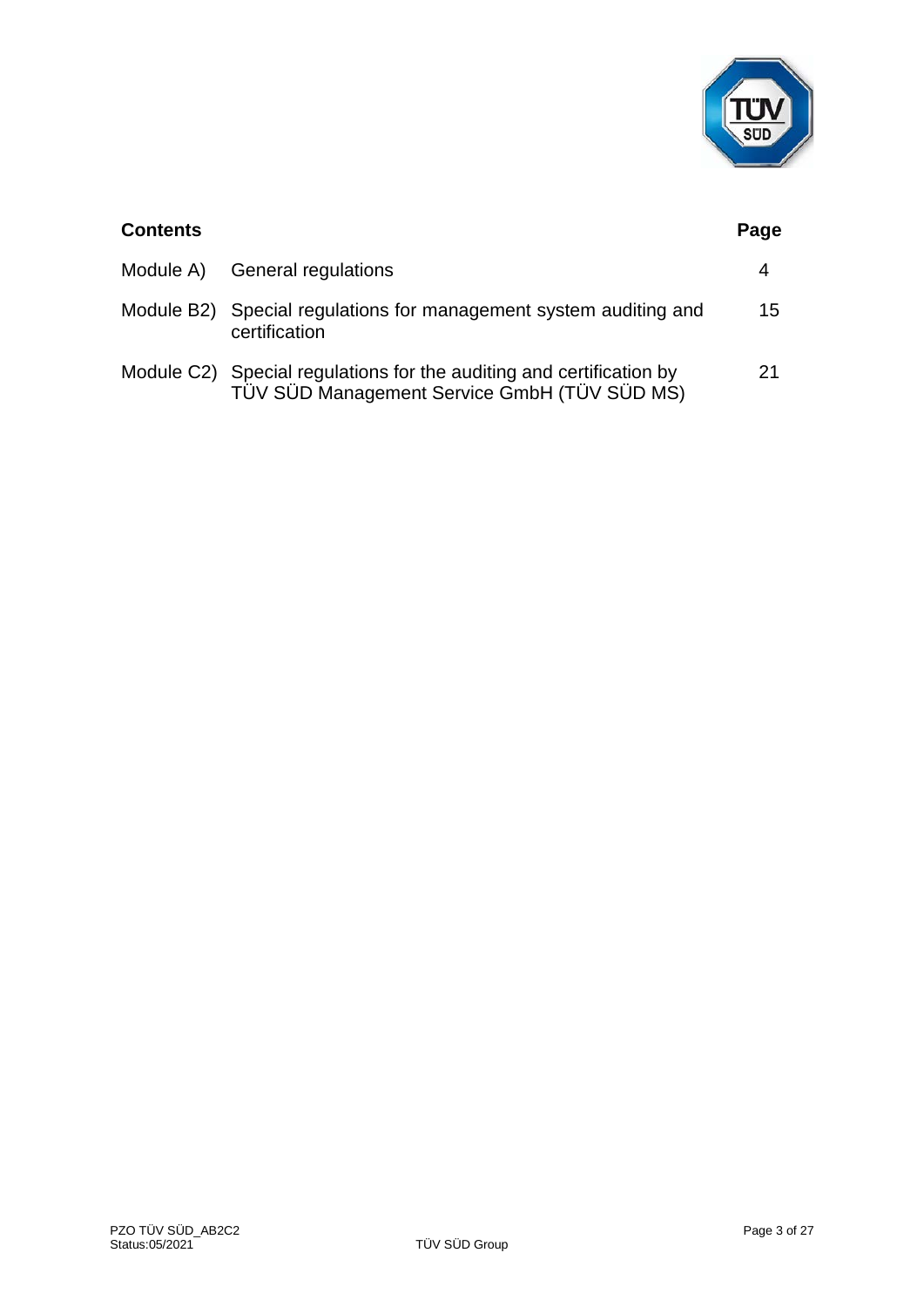| **Contents** | | **Page** |
|---|---|---|
| Module A) | General regulations | 4 |
| Module B2) | Special regulations for management system auditing and certification | 15 |
| Module C2) | Special regulations for the auditing and certification by TÜV SÜD Management Service GmbH (TÜV SÜD MS) | 21 |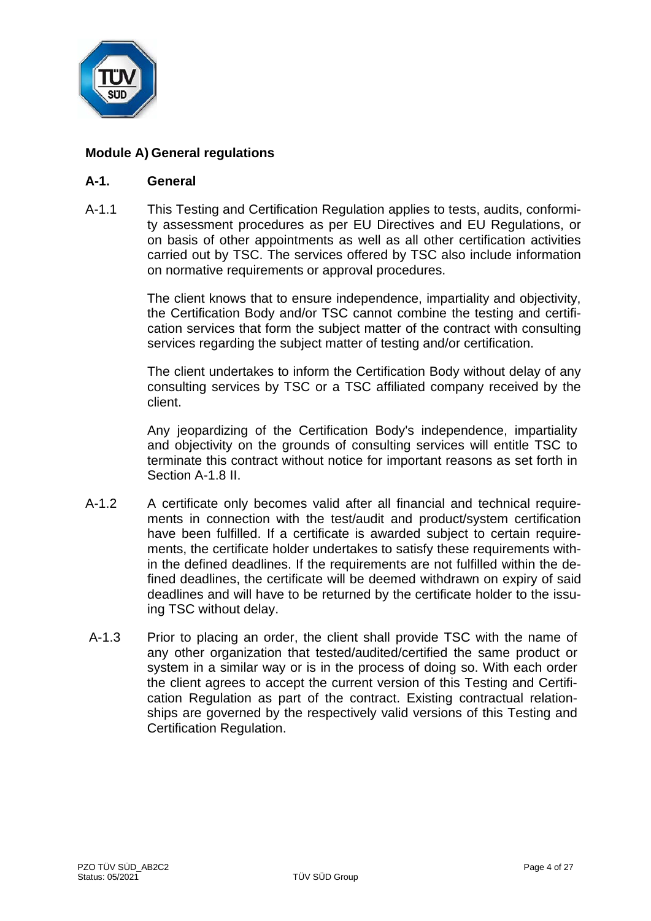## Module A) General regulations

### A-1. General

A-1.1 This Testing and Certification Regulation applies to tests, audits, conformity assessment procedures as per EU Directives and EU Regulations, or on basis of other appointments as well as all other certification activities carried out by TSC. The services offered by TSC also include information on normative requirements or approval procedures.

The client knows that to ensure independence, impartiality and objectivity, the Certification Body and/or TSC cannot combine the testing and certification services that form the subject matter of the contract with consulting services regarding the subject matter of testing and/or certification.

The client undertakes to inform the Certification Body without delay of any consulting services by TSC or a TSC affiliated company received by the client.

Any jeopardizing of the Certification Body's independence, impartiality and objectivity on the grounds of consulting services will entitle TSC to terminate this contract without notice for important reasons as set forth in Section A-1.8 II.

A-1.2 A certificate only becomes valid after all financial and technical requirements in connection with the test/audit and product/system certification have been fulfilled. If a certificate is awarded subject to certain requirements, the certificate holder undertakes to satisfy these requirements within the defined deadlines. If the requirements are not fulfilled within the defined deadlines, the certificate will be deemed withdrawn on expiry of said deadlines and will have to be returned by the certificate holder to the issuing TSC without delay.

A-1.3 Prior to placing an order, the client shall provide TSC with the name of any other organization that tested/audited/certified the same product or system in a similar way or is in the process of doing so. With each order the client agrees to accept the current version of this Testing and Certification Regulation as part of the contract. Existing contractual relationships are governed by the respectively valid versions of this Testing and Certification Regulation.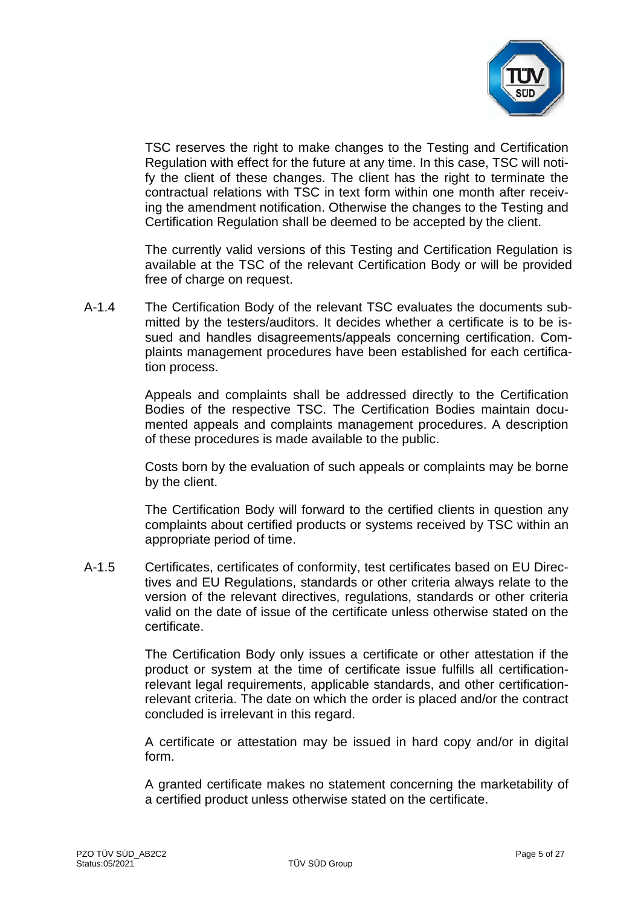TSC reserves the right to make changes to the Testing and Certification Regulation with effect for the future at any time. In this case, TSC will notify the client of these changes. The client has the right to terminate the contractual relations with TSC in text form within one month after receiving the amendment notification. Otherwise the changes to the Testing and Certification Regulation shall be deemed to be accepted by the client.

The currently valid versions of this Testing and Certification Regulation is available at the TSC of the relevant Certification Body or will be provided free of charge on request.

A-1.4 The Certification Body of the relevant TSC evaluates the documents submitted by the testers/auditors. It decides whether a certificate is to be issued and handles disagreements/appeals concerning certification. Complaints management procedures have been established for each certification process.

Appeals and complaints shall be addressed directly to the Certification Bodies of the respective TSC. The Certification Bodies maintain documented appeals and complaints management procedures. A description of these procedures is made available to the public.

Costs born by the evaluation of such appeals or complaints may be borne by the client.

The Certification Body will forward to the certified clients in question any complaints about certified products or systems received by TSC within an appropriate period of time.

A-1.5 Certificates, certificates of conformity, test certificates based on EU Directives and EU Regulations, standards or other criteria always relate to the version of the relevant directives, regulations, standards or other criteria valid on the date of issue of the certificate unless otherwise stated on the certificate.

The Certification Body only issues a certificate or other attestation if the product or system at the time of certificate issue fulfills all certification-relevant legal requirements, applicable standards, and other certification-relevant criteria. The date on which the order is placed and/or the contract concluded is irrelevant in this regard.

A certificate or attestation may be issued in hard copy and/or in digital form.

A granted certificate makes no statement concerning the marketability of a certified product unless otherwise stated on the certificate.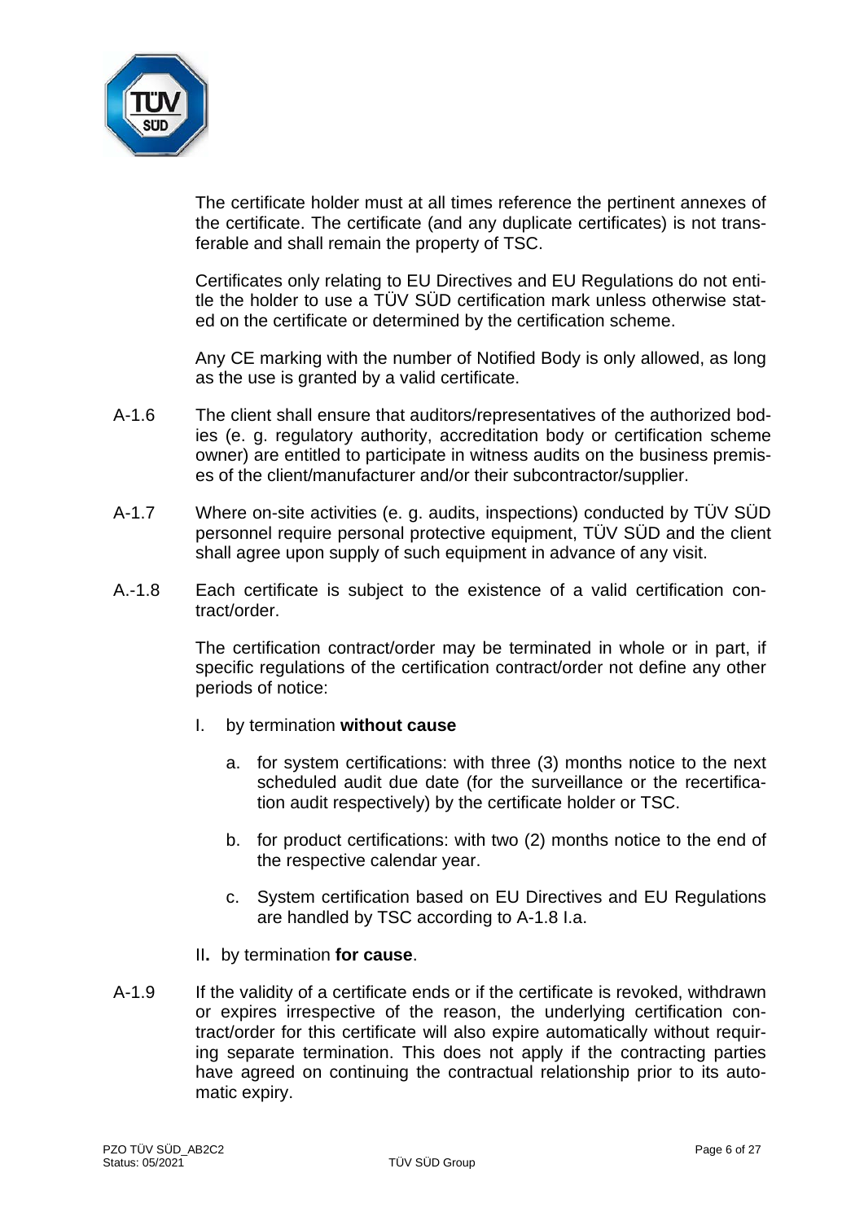The certificate holder must at all times reference the pertinent annexes of the certificate. The certificate (and any duplicate certificates) is not transferable and shall remain the property of TSC.

Certificates only relating to EU Directives and EU Regulations do not entitle the holder to use a TÜV SÜD certification mark unless otherwise stated on the certificate or determined by the certification scheme.

Any CE marking with the number of Notified Body is only allowed, as long as the use is granted by a valid certificate.

A-1.6 The client shall ensure that auditors/representatives of the authorized bodies (e. g. regulatory authority, accreditation body or certification scheme owner) are entitled to participate in witness audits on the business premises of the client/manufacturer and/or their subcontractor/supplier.

A-1.7 Where on-site activities (e. g. audits, inspections) conducted by TÜV SÜD personnel require personal protective equipment, TÜV SÜD and the client shall agree upon supply of such equipment in advance of any visit.

A.-1.8 Each certificate is subject to the existence of a valid certification contract/order.

The certification contract/order may be terminated in whole or in part, if specific regulations of the certification contract/order not define any other periods of notice:

I. by termination **without cause**

   a. for system certifications: with three (3) months notice to the next scheduled audit due date (for the surveillance or the recertification audit respectively) by the certificate holder or TSC.

   b. for product certifications: with two (2) months notice to the end of the respective calendar year.

   c. System certification based on EU Directives and EU Regulations are handled by TSC according to A-1.8 I.a.

II**.** by termination **for cause**.

A-1.9 If the validity of a certificate ends or if the certificate is revoked, withdrawn or expires irrespective of the reason, the underlying certification contract/order for this certificate will also expire automatically without requiring separate termination. This does not apply if the contracting parties have agreed on continuing the contractual relationship prior to its automatic expiry.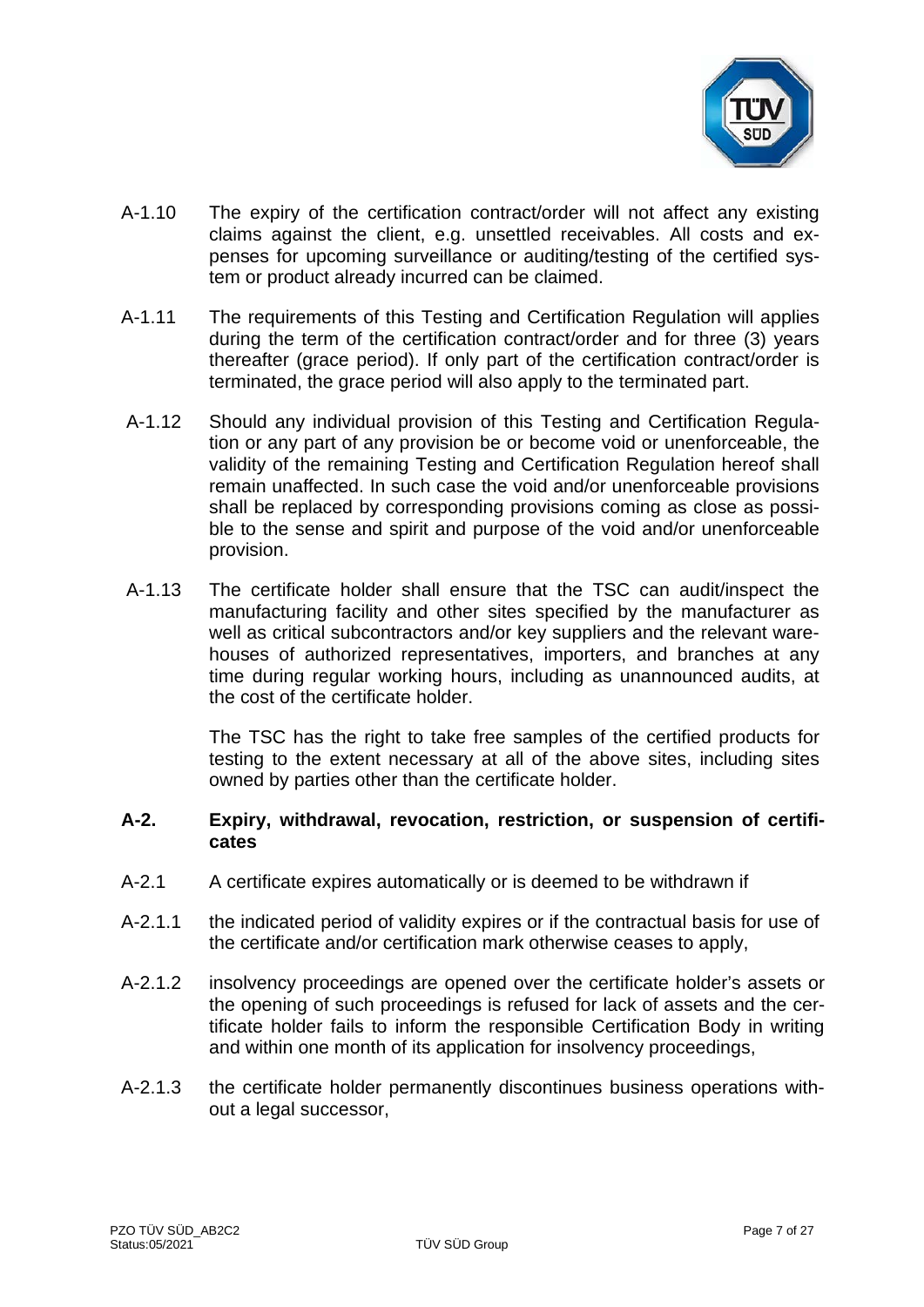A-1.10 The expiry of the certification contract/order will not affect any existing claims against the client, e.g. unsettled receivables. All costs and expenses for upcoming surveillance or auditing/testing of the certified system or product already incurred can be claimed.

A-1.11 The requirements of this Testing and Certification Regulation will applies during the term of the certification contract/order and for three (3) years thereafter (grace period). If only part of the certification contract/order is terminated, the grace period will also apply to the terminated part.

A-1.12 Should any individual provision of this Testing and Certification Regulation or any part of any provision be or become void or unenforceable, the validity of the remaining Testing and Certification Regulation hereof shall remain unaffected. In such case the void and/or unenforceable provisions shall be replaced by corresponding provisions coming as close as possible to the sense and spirit and purpose of the void and/or unenforceable provision.

A-1.13 The certificate holder shall ensure that the TSC can audit/inspect the manufacturing facility and other sites specified by the manufacturer as well as critical subcontractors and/or key suppliers and the relevant warehouses of authorized representatives, importers, and branches at any time during regular working hours, including as unannounced audits, at the cost of the certificate holder.

The TSC has the right to take free samples of the certified products for testing to the extent necessary at all of the above sites, including sites owned by parties other than the certificate holder.

## A-2. Expiry, withdrawal, revocation, restriction, or suspension of certificates

A-2.1 A certificate expires automatically or is deemed to be withdrawn if

A-2.1.1 the indicated period of validity expires or if the contractual basis for use of the certificate and/or certification mark otherwise ceases to apply,

A-2.1.2 insolvency proceedings are opened over the certificate holder's assets or the opening of such proceedings is refused for lack of assets and the certificate holder fails to inform the responsible Certification Body in writing and within one month of its application for insolvency proceedings,

A-2.1.3 the certificate holder permanently discontinues business operations without a legal successor,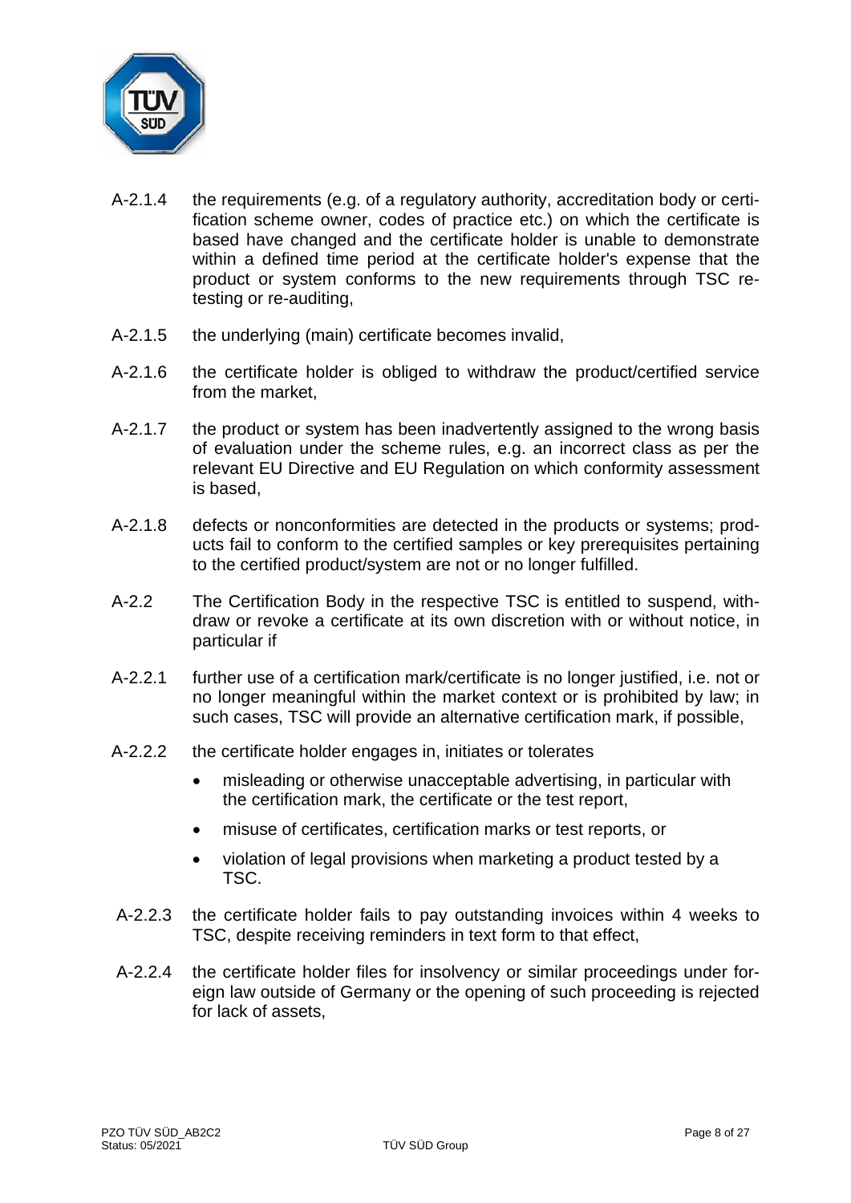A-2.1.4 the requirements (e.g. of a regulatory authority, accreditation body or certification scheme owner, codes of practice etc.) on which the certificate is based have changed and the certificate holder is unable to demonstrate within a defined time period at the certificate holder's expense that the product or system conforms to the new requirements through TSC re-testing or re-auditing,

A-2.1.5 the underlying (main) certificate becomes invalid,

A-2.1.6 the certificate holder is obliged to withdraw the product/certified service from the market,

A-2.1.7 the product or system has been inadvertently assigned to the wrong basis of evaluation under the scheme rules, e.g. an incorrect class as per the relevant EU Directive and EU Regulation on which conformity assessment is based,

A-2.1.8 defects or nonconformities are detected in the products or systems; products fail to conform to the certified samples or key prerequisites pertaining to the certified product/system are not or no longer fulfilled.

A-2.2 The Certification Body in the respective TSC is entitled to suspend, withdraw or revoke a certificate at its own discretion with or without notice, in particular if

A-2.2.1 further use of a certification mark/certificate is no longer justified, i.e. not or no longer meaningful within the market context or is prohibited by law; in such cases, TSC will provide an alternative certification mark, if possible,

A-2.2.2 the certificate holder engages in, initiates or tolerates

- misleading or otherwise unacceptable advertising, in particular with the certification mark, the certificate or the test report,
- misuse of certificates, certification marks or test reports, or
- violation of legal provisions when marketing a product tested by a TSC.

A-2.2.3 the certificate holder fails to pay outstanding invoices within 4 weeks to TSC, despite receiving reminders in text form to that effect,

A-2.2.4 the certificate holder files for insolvency or similar proceedings under foreign law outside of Germany or the opening of such proceeding is rejected for lack of assets,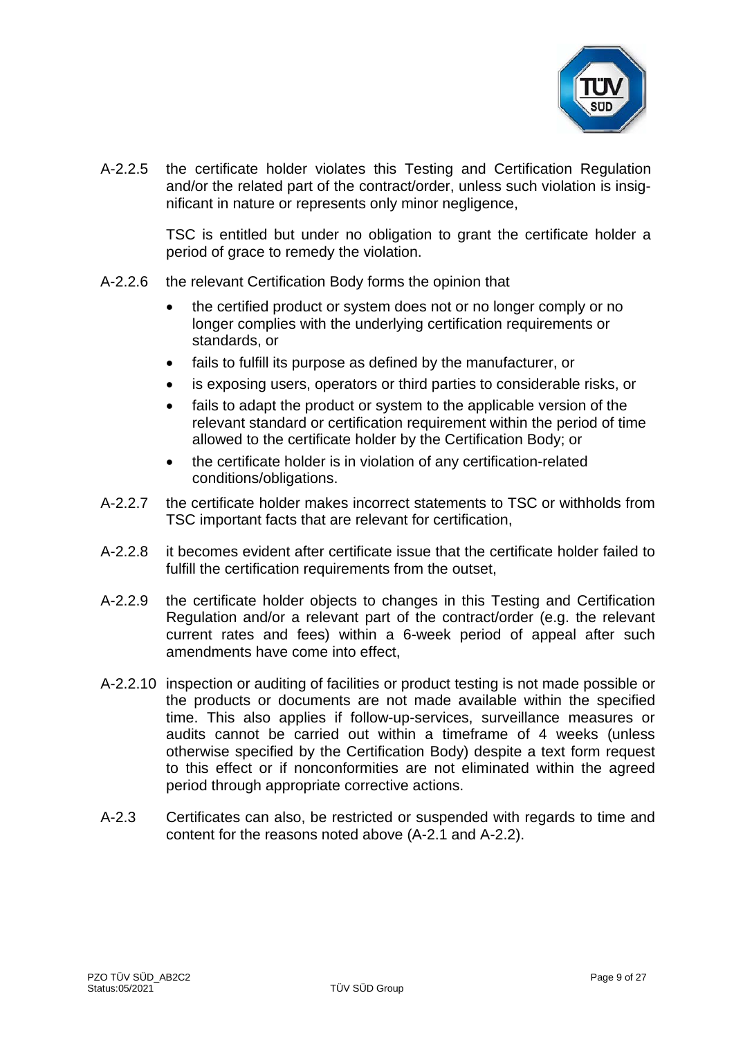A-2.2.5 the certificate holder violates this Testing and Certification Regulation and/or the related part of the contract/order, unless such violation is insignificant in nature or represents only minor negligence,

TSC is entitled but under no obligation to grant the certificate holder a period of grace to remedy the violation.

A-2.2.6 the relevant Certification Body forms the opinion that

- the certified product or system does not or no longer comply or no longer complies with the underlying certification requirements or standards, or
- fails to fulfill its purpose as defined by the manufacturer, or
- is exposing users, operators or third parties to considerable risks, or
- fails to adapt the product or system to the applicable version of the relevant standard or certification requirement within the period of time allowed to the certificate holder by the Certification Body; or
- the certificate holder is in violation of any certification-related conditions/obligations.

A-2.2.7 the certificate holder makes incorrect statements to TSC or withholds from TSC important facts that are relevant for certification,

A-2.2.8 it becomes evident after certificate issue that the certificate holder failed to fulfill the certification requirements from the outset,

A-2.2.9 the certificate holder objects to changes in this Testing and Certification Regulation and/or a relevant part of the contract/order (e.g. the relevant current rates and fees) within a 6-week period of appeal after such amendments have come into effect,

A-2.2.10 inspection or auditing of facilities or product testing is not made possible or the products or documents are not made available within the specified time. This also applies if follow-up-services, surveillance measures or audits cannot be carried out within a timeframe of 4 weeks (unless otherwise specified by the Certification Body) despite a text form request to this effect or if nonconformities are not eliminated within the agreed period through appropriate corrective actions.

A-2.3 Certificates can also, be restricted or suspended with regards to time and content for the reasons noted above (A-2.1 and A-2.2).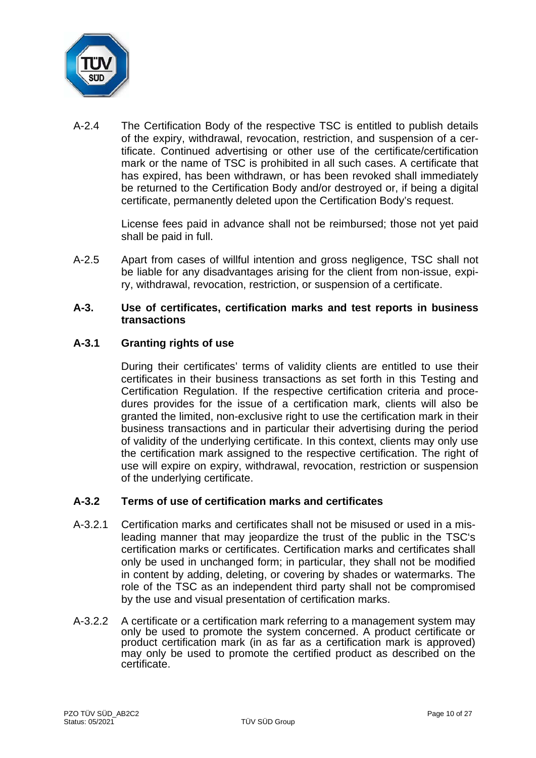A-2.4 The Certification Body of the respective TSC is entitled to publish details of the expiry, withdrawal, revocation, restriction, and suspension of a certificate. Continued advertising or other use of the certificate/certification mark or the name of TSC is prohibited in all such cases. A certificate that has expired, has been withdrawn, or has been revoked shall immediately be returned to the Certification Body and/or destroyed or, if being a digital certificate, permanently deleted upon the Certification Body's request.

License fees paid in advance shall not be reimbursed; those not yet paid shall be paid in full.

A-2.5 Apart from cases of willful intention and gross negligence, TSC shall not be liable for any disadvantages arising for the client from non-issue, expiry, withdrawal, revocation, restriction, or suspension of a certificate.

## A-3. Use of certificates, certification marks and test reports in business transactions

### A-3.1 Granting rights of use

During their certificates' terms of validity clients are entitled to use their certificates in their business transactions as set forth in this Testing and Certification Regulation. If the respective certification criteria and procedures provides for the issue of a certification mark, clients will also be granted the limited, non-exclusive right to use the certification mark in their business transactions and in particular their advertising during the period of validity of the underlying certificate. In this context, clients may only use the certification mark assigned to the respective certification. The right of use will expire on expiry, withdrawal, revocation, restriction or suspension of the underlying certificate.

### A-3.2 Terms of use of certification marks and certificates

A-3.2.1 Certification marks and certificates shall not be misused or used in a misleading manner that may jeopardize the trust of the public in the TSC's certification marks or certificates. Certification marks and certificates shall only be used in unchanged form; in particular, they shall not be modified in content by adding, deleting, or covering by shades or watermarks. The role of the TSC as an independent third party shall not be compromised by the use and visual presentation of certification marks.

A-3.2.2 A certificate or a certification mark referring to a management system may only be used to promote the system concerned. A product certificate or product certification mark (in as far as a certification mark is approved) may only be used to promote the certified product as described on the certificate.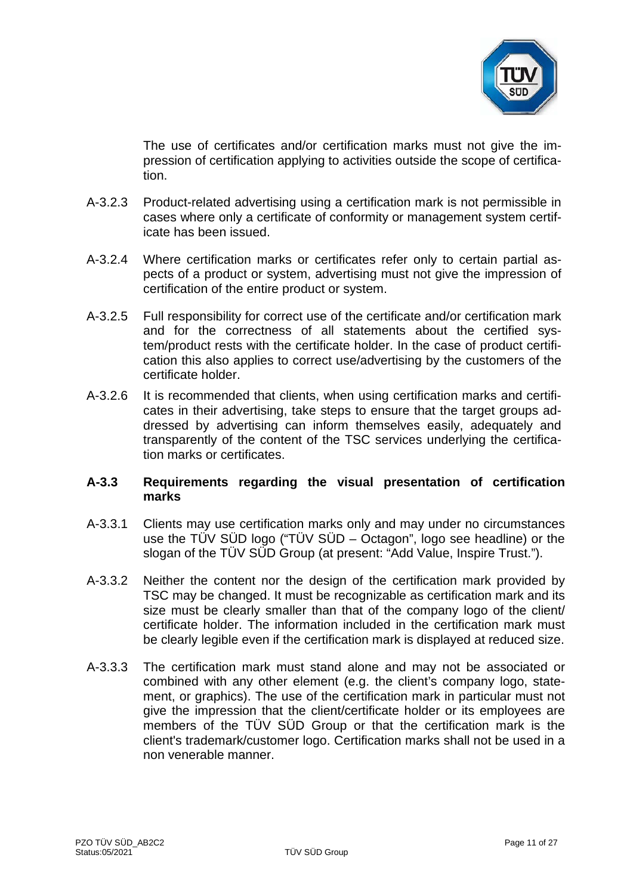The use of certificates and/or certification marks must not give the impression of certification applying to activities outside the scope of certification.

A-3.2.3 Product-related advertising using a certification mark is not permissible in cases where only a certificate of conformity or management system certificate has been issued.

A-3.2.4 Where certification marks or certificates refer only to certain partial aspects of a product or system, advertising must not give the impression of certification of the entire product or system.

A-3.2.5 Full responsibility for correct use of the certificate and/or certification mark and for the correctness of all statements about the certified system/product rests with the certificate holder. In the case of product certification this also applies to correct use/advertising by the customers of the certificate holder.

A-3.2.6 It is recommended that clients, when using certification marks and certificates in their advertising, take steps to ensure that the target groups addressed by advertising can inform themselves easily, adequately and transparently of the content of the TSC services underlying the certification marks or certificates.

### A-3.3 Requirements regarding the visual presentation of certification marks

A-3.3.1 Clients may use certification marks only and may under no circumstances use the TÜV SÜD logo ("TÜV SÜD – Octagon", logo see headline) or the slogan of the TÜV SÜD Group (at present: "Add Value, Inspire Trust.").

A-3.3.2 Neither the content nor the design of the certification mark provided by TSC may be changed. It must be recognizable as certification mark and its size must be clearly smaller than that of the company logo of the client/ certificate holder. The information included in the certification mark must be clearly legible even if the certification mark is displayed at reduced size.

A-3.3.3 The certification mark must stand alone and may not be associated or combined with any other element (e.g. the client's company logo, statement, or graphics). The use of the certification mark in particular must not give the impression that the client/certificate holder or its employees are members of the TÜV SÜD Group or that the certification mark is the client's trademark/customer logo. Certification marks shall not be used in a non venerable manner.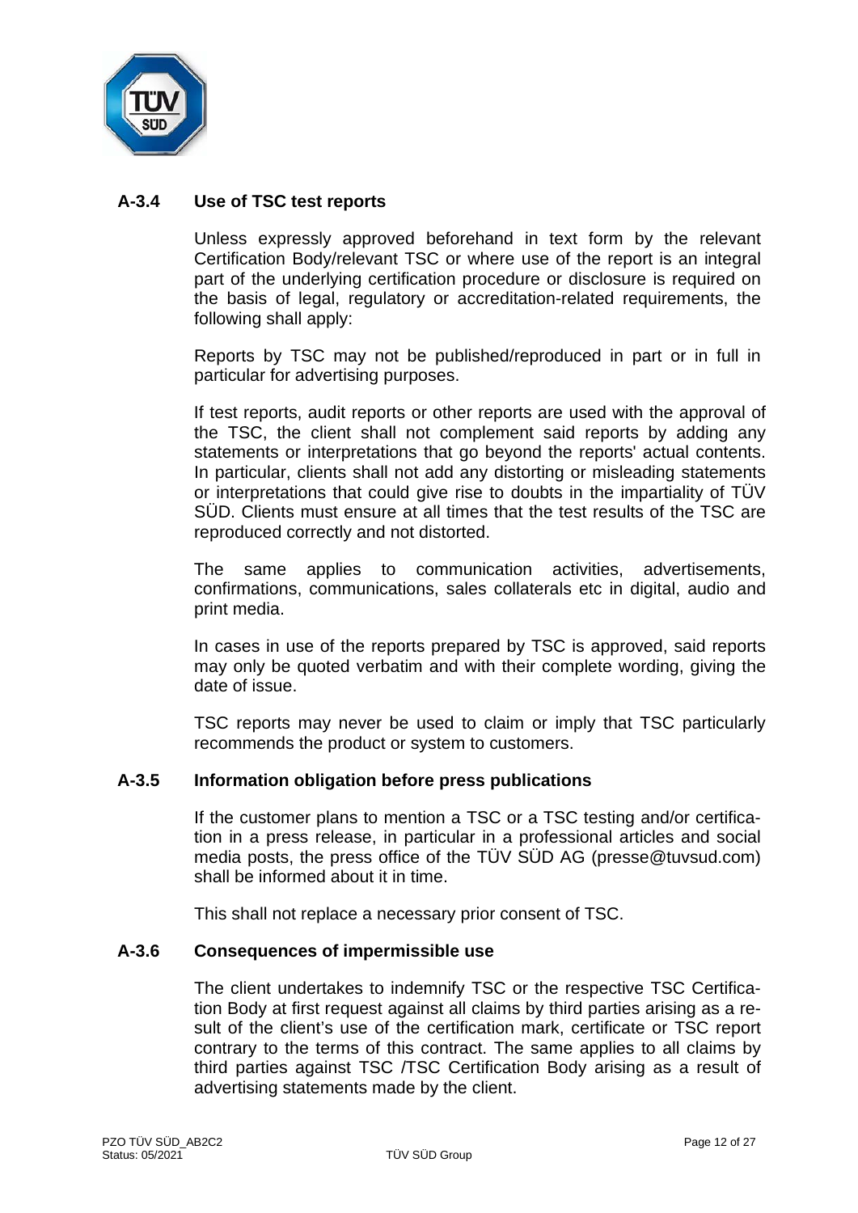### A-3.4 Use of TSC test reports

Unless expressly approved beforehand in text form by the relevant Certification Body/relevant TSC or where use of the report is an integral part of the underlying certification procedure or disclosure is required on the basis of legal, regulatory or accreditation-related requirements, the following shall apply:

Reports by TSC may not be published/reproduced in part or in full in particular for advertising purposes.

If test reports, audit reports or other reports are used with the approval of the TSC, the client shall not complement said reports by adding any statements or interpretations that go beyond the reports' actual contents. In particular, clients shall not add any distorting or misleading statements or interpretations that could give rise to doubts in the impartiality of TÜV SÜD. Clients must ensure at all times that the test results of the TSC are reproduced correctly and not distorted.

The same applies to communication activities, advertisements, confirmations, communications, sales collaterals etc in digital, audio and print media.

In cases in use of the reports prepared by TSC is approved, said reports may only be quoted verbatim and with their complete wording, giving the date of issue.

TSC reports may never be used to claim or imply that TSC particularly recommends the product or system to customers.

### A-3.5 Information obligation before press publications

If the customer plans to mention a TSC or a TSC testing and/or certification in a press release, in particular in a professional articles and social media posts, the press office of the TÜV SÜD AG (presse@tuvsud.com) shall be informed about it in time.

This shall not replace a necessary prior consent of TSC.

### A-3.6 Consequences of impermissible use

The client undertakes to indemnify TSC or the respective TSC Certification Body at first request against all claims by third parties arising as a result of the client's use of the certification mark, certificate or TSC report contrary to the terms of this contract. The same applies to all claims by third parties against TSC /TSC Certification Body arising as a result of advertising statements made by the client.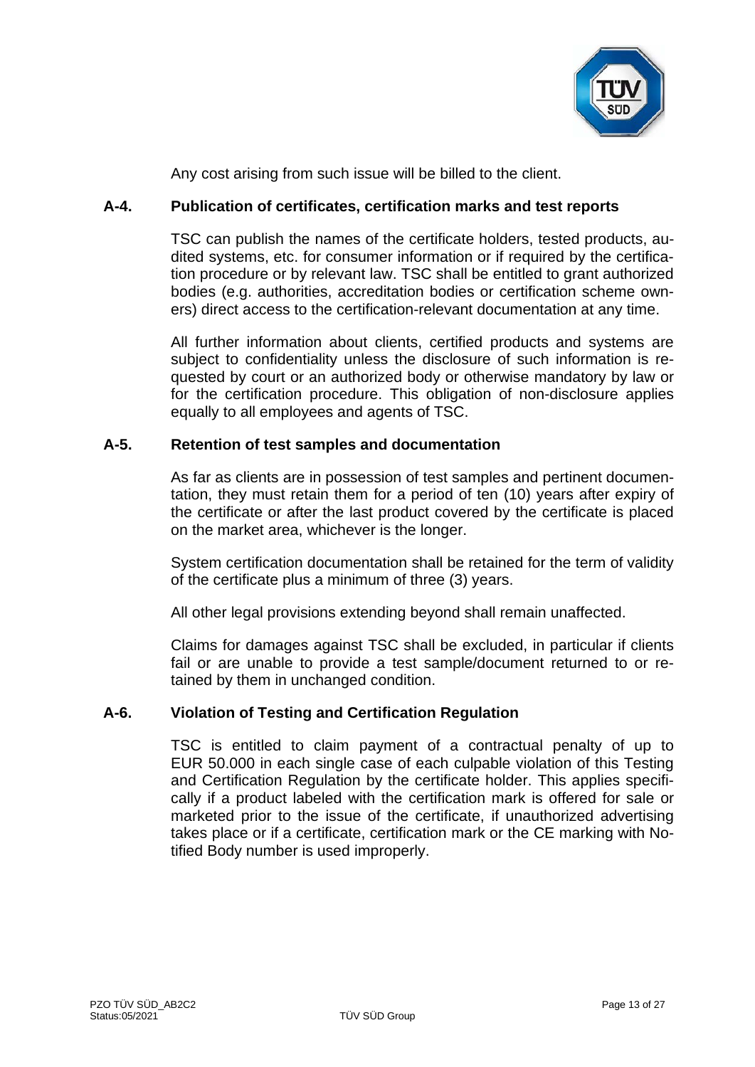Any cost arising from such issue will be billed to the client.

## A-4. Publication of certificates, certification marks and test reports

TSC can publish the names of the certificate holders, tested products, audited systems, etc. for consumer information or if required by the certification procedure or by relevant law. TSC shall be entitled to grant authorized bodies (e.g. authorities, accreditation bodies or certification scheme owners) direct access to the certification-relevant documentation at any time.

All further information about clients, certified products and systems are subject to confidentiality unless the disclosure of such information is requested by court or an authorized body or otherwise mandatory by law or for the certification procedure. This obligation of non-disclosure applies equally to all employees and agents of TSC.

## A-5. Retention of test samples and documentation

As far as clients are in possession of test samples and pertinent documentation, they must retain them for a period of ten (10) years after expiry of the certificate or after the last product covered by the certificate is placed on the market area, whichever is the longer.

System certification documentation shall be retained for the term of validity of the certificate plus a minimum of three (3) years.

All other legal provisions extending beyond shall remain unaffected.

Claims for damages against TSC shall be excluded, in particular if clients fail or are unable to provide a test sample/document returned to or retained by them in unchanged condition.

## A-6. Violation of Testing and Certification Regulation

TSC is entitled to claim payment of a contractual penalty of up to EUR 50.000 in each single case of each culpable violation of this Testing and Certification Regulation by the certificate holder. This applies specifically if a product labeled with the certification mark is offered for sale or marketed prior to the issue of the certificate, if unauthorized advertising takes place or if a certificate, certification mark or the CE marking with Notified Body number is used improperly.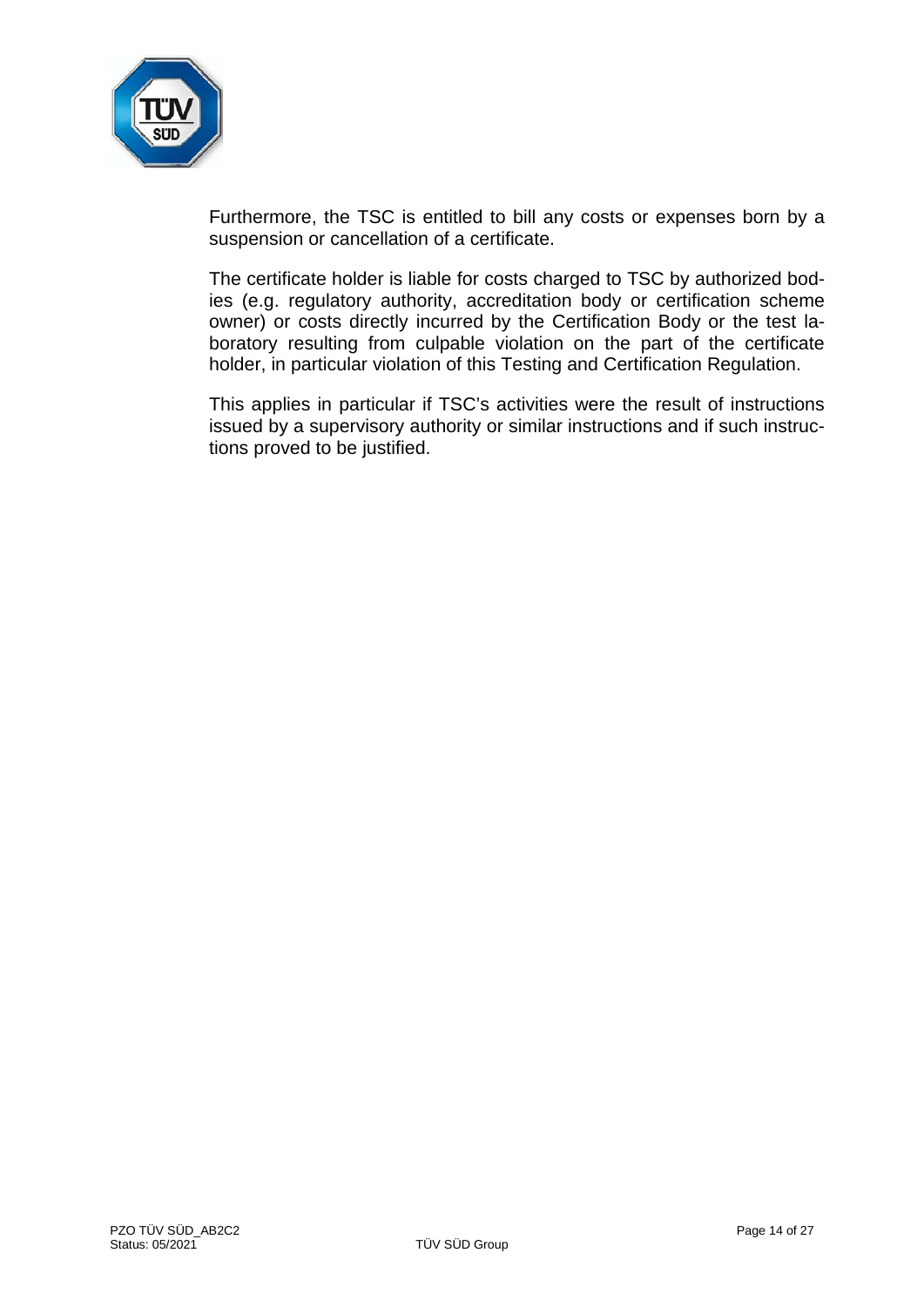Furthermore, the TSC is entitled to bill any costs or expenses born by a suspension or cancellation of a certificate.

The certificate holder is liable for costs charged to TSC by authorized bodies (e.g. regulatory authority, accreditation body or certification scheme owner) or costs directly incurred by the Certification Body or the test laboratory resulting from culpable violation on the part of the certificate holder, in particular violation of this Testing and Certification Regulation.

This applies in particular if TSC's activities were the result of instructions issued by a supervisory authority or similar instructions and if such instructions proved to be justified.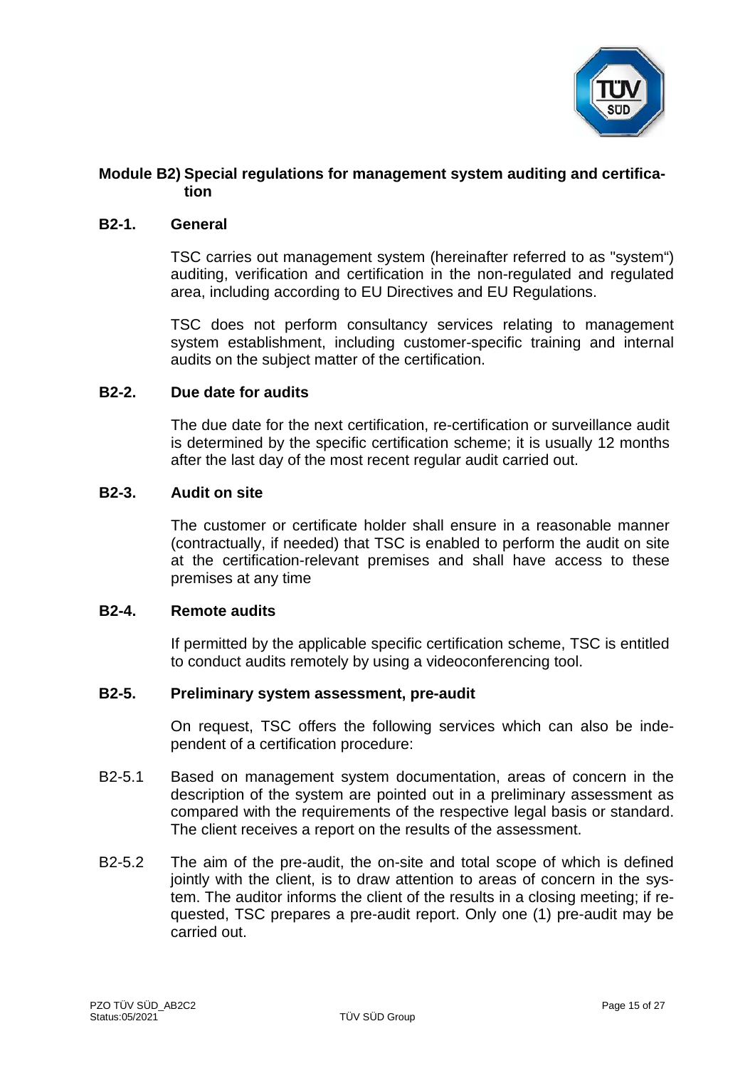## Module B2) Special regulations for management system auditing and certification

### B2-1. General

TSC carries out management system (hereinafter referred to as "system") auditing, verification and certification in the non-regulated and regulated area, including according to EU Directives and EU Regulations.

TSC does not perform consultancy services relating to management system establishment, including customer-specific training and internal audits on the subject matter of the certification.

### B2-2. Due date for audits

The due date for the next certification, re-certification or surveillance audit is determined by the specific certification scheme; it is usually 12 months after the last day of the most recent regular audit carried out.

### B2-3. Audit on site

The customer or certificate holder shall ensure in a reasonable manner (contractually, if needed) that TSC is enabled to perform the audit on site at the certification-relevant premises and shall have access to these premises at any time

### B2-4. Remote audits

If permitted by the applicable specific certification scheme, TSC is entitled to conduct audits remotely by using a videoconferencing tool.

### B2-5. Preliminary system assessment, pre-audit

On request, TSC offers the following services which can also be independent of a certification procedure:

B2-5.1 Based on management system documentation, areas of concern in the description of the system are pointed out in a preliminary assessment as compared with the requirements of the respective legal basis or standard. The client receives a report on the results of the assessment.

B2-5.2 The aim of the pre-audit, the on-site and total scope of which is defined jointly with the client, is to draw attention to areas of concern in the system. The auditor informs the client of the results in a closing meeting; if requested, TSC prepares a pre-audit report. Only one (1) pre-audit may be carried out.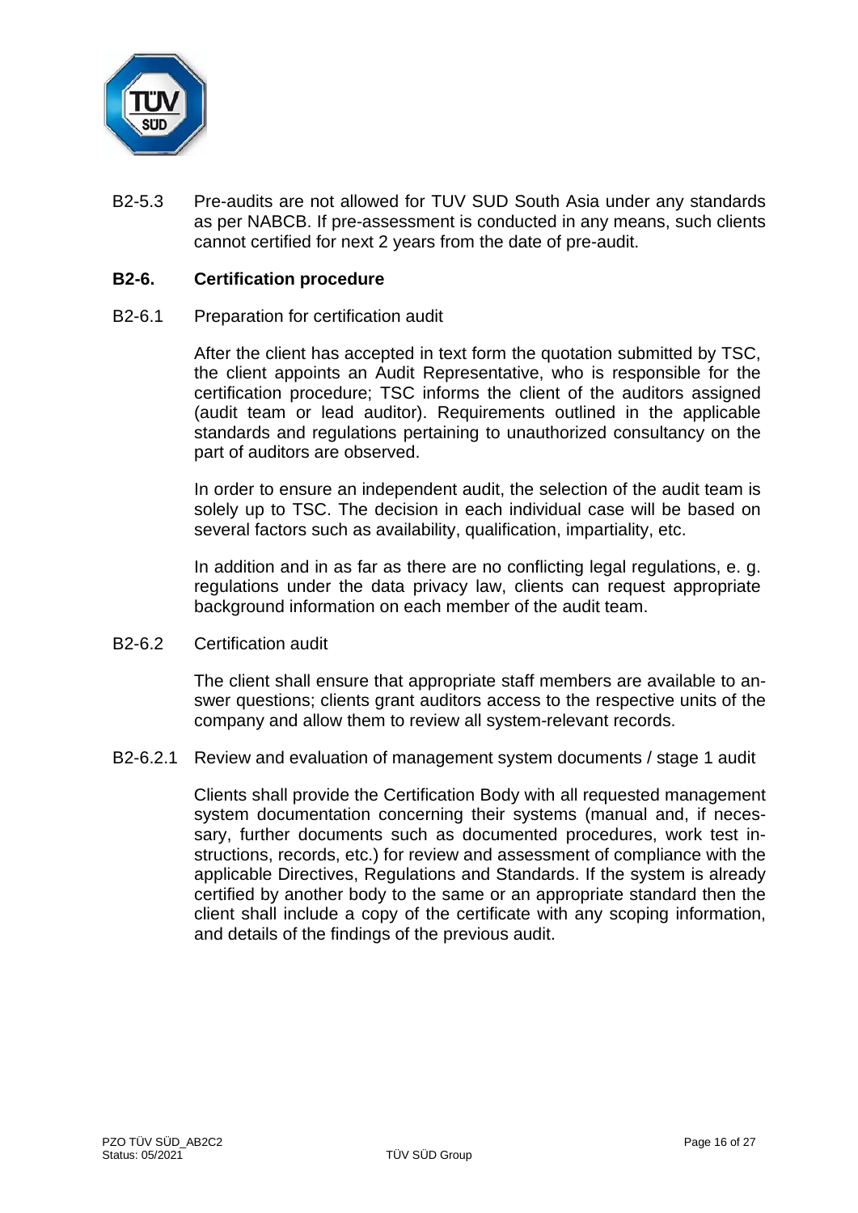B2-5.3 Pre-audits are not allowed for TUV SUD South Asia under any standards as per NABCB. If pre-assessment is conducted in any means, such clients cannot certified for next 2 years from the date of pre-audit.

### B2-6. Certification procedure

B2-6.1 Preparation for certification audit

After the client has accepted in text form the quotation submitted by TSC, the client appoints an Audit Representative, who is responsible for the certification procedure; TSC informs the client of the auditors assigned (audit team or lead auditor). Requirements outlined in the applicable standards and regulations pertaining to unauthorized consultancy on the part of auditors are observed.

In order to ensure an independent audit, the selection of the audit team is solely up to TSC. The decision in each individual case will be based on several factors such as availability, qualification, impartiality, etc.

In addition and in as far as there are no conflicting legal regulations, e. g. regulations under the data privacy law, clients can request appropriate background information on each member of the audit team.

B2-6.2 Certification audit

The client shall ensure that appropriate staff members are available to answer questions; clients grant auditors access to the respective units of the company and allow them to review all system-relevant records.

B2-6.2.1 Review and evaluation of management system documents / stage 1 audit

Clients shall provide the Certification Body with all requested management system documentation concerning their systems (manual and, if necessary, further documents such as documented procedures, work test instructions, records, etc.) for review and assessment of compliance with the applicable Directives, Regulations and Standards. If the system is already certified by another body to the same or an appropriate standard then the client shall include a copy of the certificate with any scoping information, and details of the findings of the previous audit.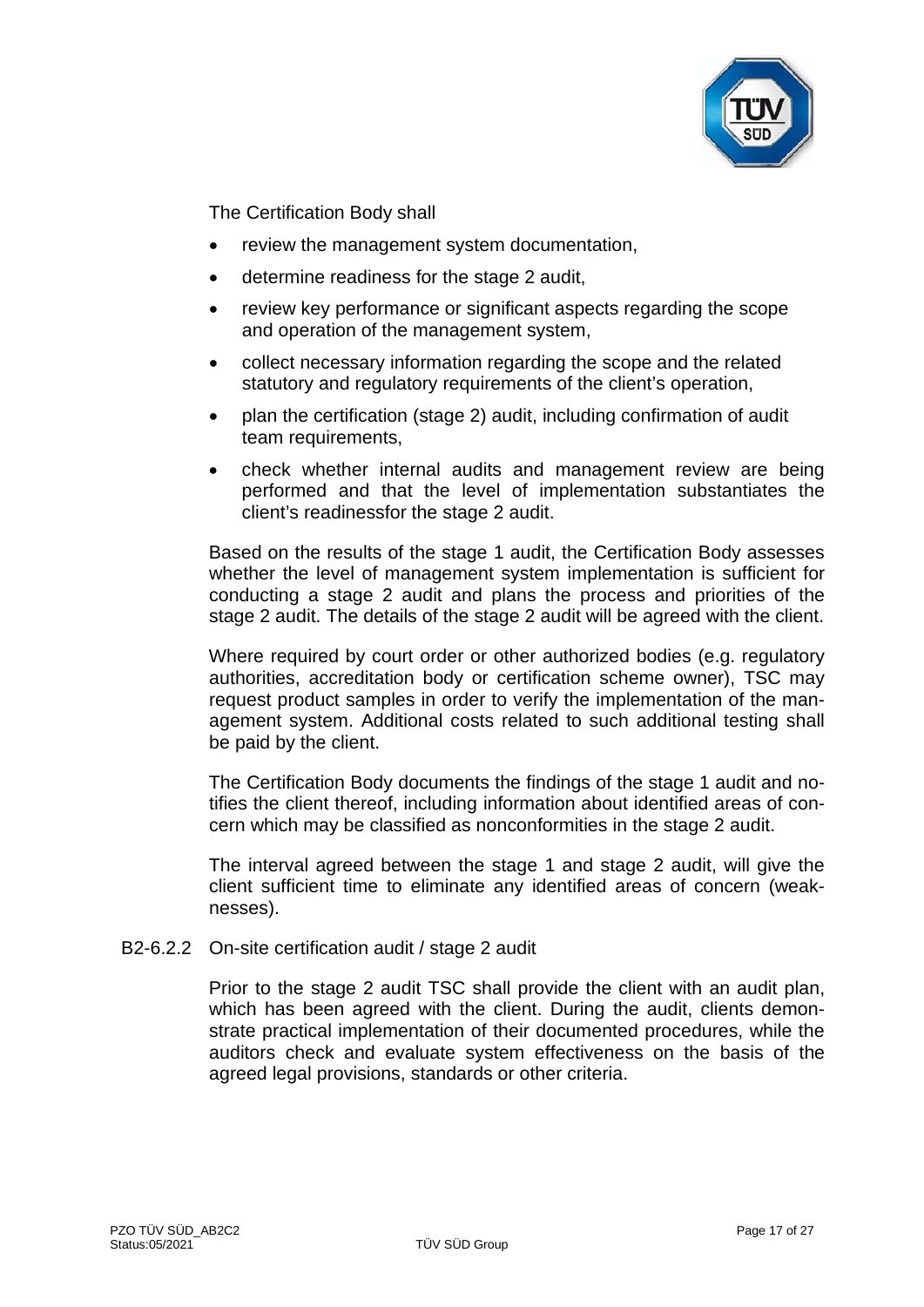The Certification Body shall

- review the management system documentation,
- determine readiness for the stage 2 audit,
- review key performance or significant aspects regarding the scope and operation of the management system,
- collect necessary information regarding the scope and the related statutory and regulatory requirements of the client's operation,
- plan the certification (stage 2) audit, including confirmation of audit team requirements,
- check whether internal audits and management review are being performed and that the level of implementation substantiates the client's readinessfor the stage 2 audit.

Based on the results of the stage 1 audit, the Certification Body assesses whether the level of management system implementation is sufficient for conducting a stage 2 audit and plans the process and priorities of the stage 2 audit. The details of the stage 2 audit will be agreed with the client.

Where required by court order or other authorized bodies (e.g. regulatory authorities, accreditation body or certification scheme owner), TSC may request product samples in order to verify the implementation of the management system. Additional costs related to such additional testing shall be paid by the client.

The Certification Body documents the findings of the stage 1 audit and notifies the client thereof, including information about identified areas of concern which may be classified as nonconformities in the stage 2 audit.

The interval agreed between the stage 1 and stage 2 audit, will give the client sufficient time to eliminate any identified areas of concern (weaknesses).

### B2-6.2.2 On-site certification audit / stage 2 audit

Prior to the stage 2 audit TSC shall provide the client with an audit plan, which has been agreed with the client. During the audit, clients demonstrate practical implementation of their documented procedures, while the auditors check and evaluate system effectiveness on the basis of the agreed legal provisions, standards or other criteria.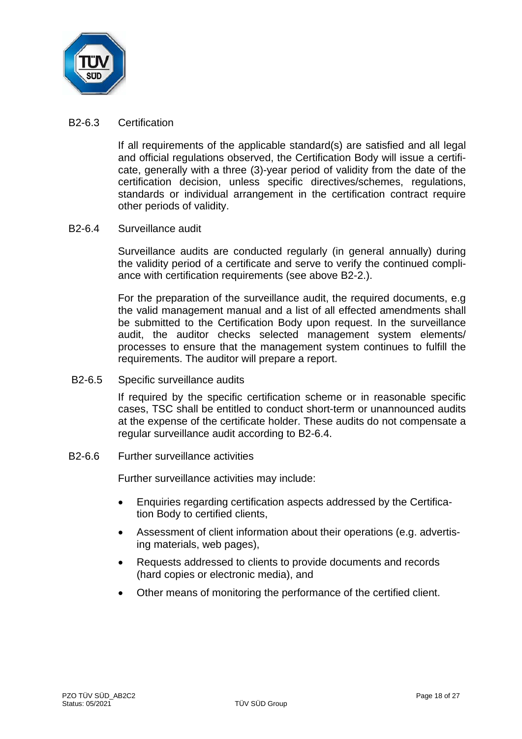### B2-6.3 Certification

If all requirements of the applicable standard(s) are satisfied and all legal and official regulations observed, the Certification Body will issue a certificate, generally with a three (3)-year period of validity from the date of the certification decision, unless specific directives/schemes, regulations, standards or individual arrangement in the certification contract require other periods of validity.

### B2-6.4 Surveillance audit

Surveillance audits are conducted regularly (in general annually) during the validity period of a certificate and serve to verify the continued compliance with certification requirements (see above B2-2.).

For the preparation of the surveillance audit, the required documents, e.g the valid management manual and a list of all effected amendments shall be submitted to the Certification Body upon request. In the surveillance audit, the auditor checks selected management system elements/ processes to ensure that the management system continues to fulfill the requirements. The auditor will prepare a report.

### B2-6.5 Specific surveillance audits

If required by the specific certification scheme or in reasonable specific cases, TSC shall be entitled to conduct short-term or unannounced audits at the expense of the certificate holder. These audits do not compensate a regular surveillance audit according to B2-6.4.

### B2-6.6 Further surveillance activities

Further surveillance activities may include:

- Enquiries regarding certification aspects addressed by the Certification Body to certified clients,
- Assessment of client information about their operations (e.g. advertising materials, web pages),
- Requests addressed to clients to provide documents and records (hard copies or electronic media), and
- Other means of monitoring the performance of the certified client.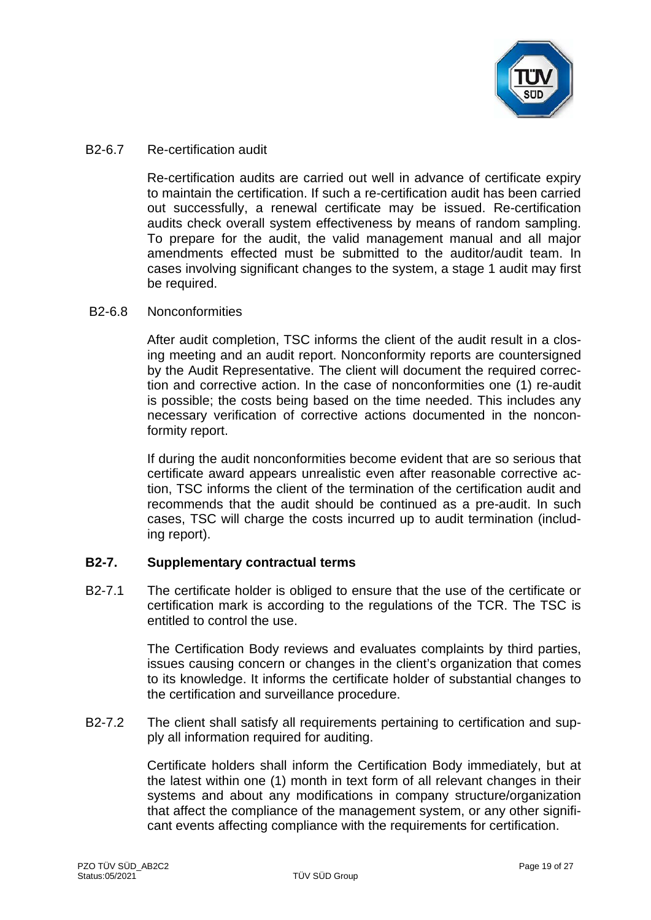B2-6.7 Re-certification audit

Re-certification audits are carried out well in advance of certificate expiry to maintain the certification. If such a re-certification audit has been carried out successfully, a renewal certificate may be issued. Re-certification audits check overall system effectiveness by means of random sampling. To prepare for the audit, the valid management manual and all major amendments effected must be submitted to the auditor/audit team. In cases involving significant changes to the system, a stage 1 audit may first be required.

B2-6.8 Nonconformities

After audit completion, TSC informs the client of the audit result in a closing meeting and an audit report. Nonconformity reports are countersigned by the Audit Representative. The client will document the required correction and corrective action. In the case of nonconformities one (1) re-audit is possible; the costs being based on the time needed. This includes any necessary verification of corrective actions documented in the nonconformity report.

If during the audit nonconformities become evident that are so serious that certificate award appears unrealistic even after reasonable corrective action, TSC informs the client of the termination of the certification audit and recommends that the audit should be continued as a pre-audit. In such cases, TSC will charge the costs incurred up to audit termination (including report).

## B2-7. Supplementary contractual terms

B2-7.1 The certificate holder is obliged to ensure that the use of the certificate or certification mark is according to the regulations of the TCR. The TSC is entitled to control the use.

The Certification Body reviews and evaluates complaints by third parties, issues causing concern or changes in the client's organization that comes to its knowledge. It informs the certificate holder of substantial changes to the certification and surveillance procedure.

B2-7.2 The client shall satisfy all requirements pertaining to certification and supply all information required for auditing.

Certificate holders shall inform the Certification Body immediately, but at the latest within one (1) month in text form of all relevant changes in their systems and about any modifications in company structure/organization that affect the compliance of the management system, or any other significant events affecting compliance with the requirements for certification.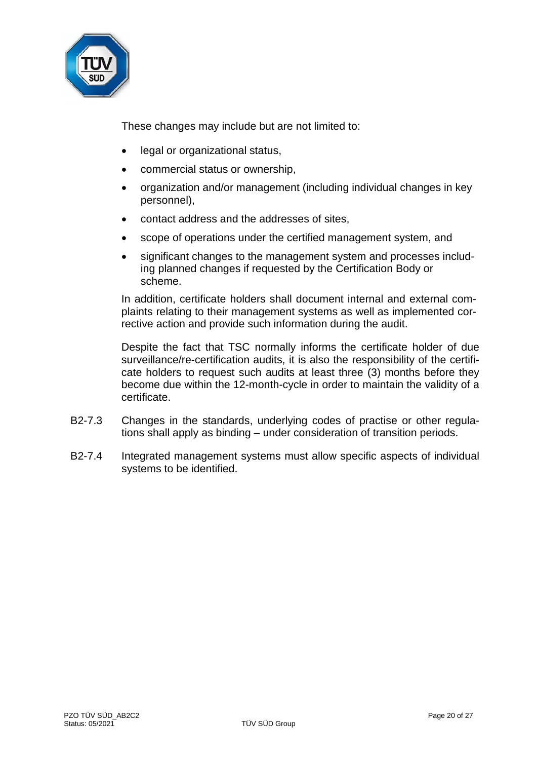These changes may include but are not limited to:

- legal or organizational status,
- commercial status or ownership,
- organization and/or management (including individual changes in key personnel),
- contact address and the addresses of sites,
- scope of operations under the certified management system, and
- significant changes to the management system and processes including planned changes if requested by the Certification Body or scheme.

In addition, certificate holders shall document internal and external complaints relating to their management systems as well as implemented corrective action and provide such information during the audit.

Despite the fact that TSC normally informs the certificate holder of due surveillance/re-certification audits, it is also the responsibility of the certificate holders to request such audits at least three (3) months before they become due within the 12-month-cycle in order to maintain the validity of a certificate.

B2-7.3 Changes in the standards, underlying codes of practise or other regulations shall apply as binding – under consideration of transition periods.

B2-7.4 Integrated management systems must allow specific aspects of individual systems to be identified.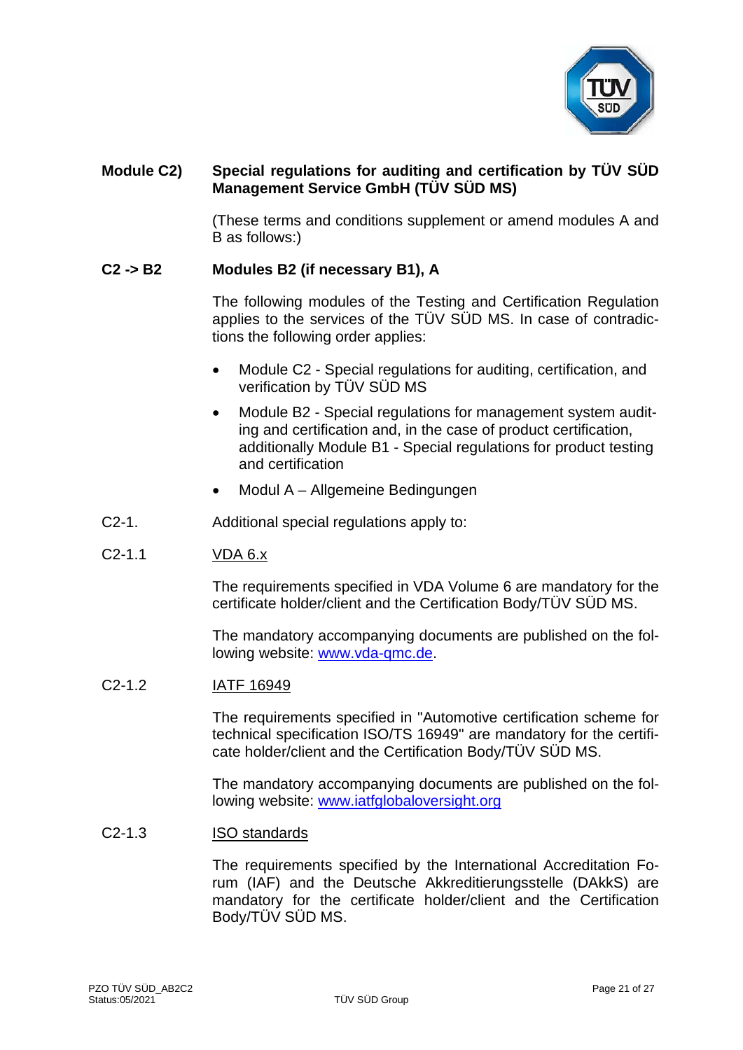## Module C2) Special regulations for auditing and certification by TÜV SÜD Management Service GmbH (TÜV SÜD MS)

(These terms and conditions supplement or amend modules A and B as follows:)

### C2 -> B2 Modules B2 (if necessary B1), A

The following modules of the Testing and Certification Regulation applies to the services of the TÜV SÜD MS. In case of contradictions the following order applies:

- Module C2 - Special regulations for auditing, certification, and verification by TÜV SÜD MS
- Module B2 - Special regulations for management system auditing and certification and, in the case of product certification, additionally Module B1 - Special regulations for product testing and certification
- Modul A – Allgemeine Bedingungen

C2-1. Additional special regulations apply to:

C2-1.1 VDA 6.x

The requirements specified in VDA Volume 6 are mandatory for the certificate holder/client and the Certification Body/TÜV SÜD MS.

The mandatory accompanying documents are published on the following website: www.vda-qmc.de.

C2-1.2 IATF 16949

The requirements specified in "Automotive certification scheme for technical specification ISO/TS 16949" are mandatory for the certificate holder/client and the Certification Body/TÜV SÜD MS.

The mandatory accompanying documents are published on the following website: www.iatfglobaloversight.org

C2-1.3 ISO standards

The requirements specified by the International Accreditation Forum (IAF) and the Deutsche Akkreditierungsstelle (DAkkS) are mandatory for the certificate holder/client and the Certification Body/TÜV SÜD MS.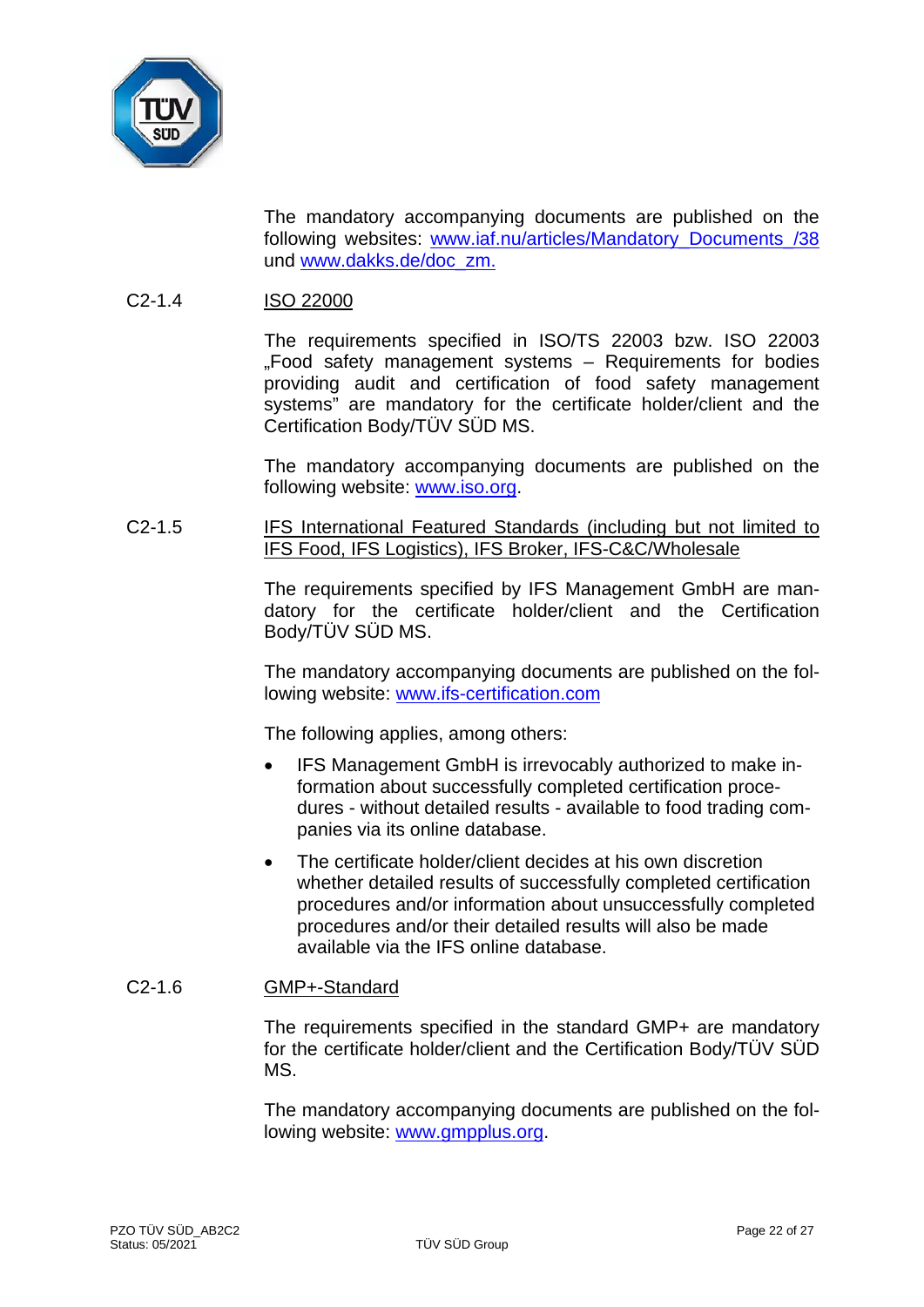The mandatory accompanying documents are published on the following websites: www.iaf.nu/articles/Mandatory_Documents_/38 und www.dakks.de/doc_zm.

C2-1.4 ISO 22000

The requirements specified in ISO/TS 22003 bzw. ISO 22003 „Food safety management systems – Requirements for bodies providing audit and certification of food safety management systems" are mandatory for the certificate holder/client and the Certification Body/TÜV SÜD MS.

The mandatory accompanying documents are published on the following website: www.iso.org.

C2-1.5 IFS International Featured Standards (including but not limited to IFS Food, IFS Logistics), IFS Broker, IFS-C&C/Wholesale

The requirements specified by IFS Management GmbH are mandatory for the certificate holder/client and the Certification Body/TÜV SÜD MS.

The mandatory accompanying documents are published on the following website: www.ifs-certification.com

The following applies, among others:

- IFS Management GmbH is irrevocably authorized to make information about successfully completed certification procedures - without detailed results - available to food trading companies via its online database.
- The certificate holder/client decides at his own discretion whether detailed results of successfully completed certification procedures and/or information about unsuccessfully completed procedures and/or their detailed results will also be made available via the IFS online database.

C2-1.6 GMP+-Standard

The requirements specified in the standard GMP+ are mandatory for the certificate holder/client and the Certification Body/TÜV SÜD MS.

The mandatory accompanying documents are published on the following website: www.gmpplus.org.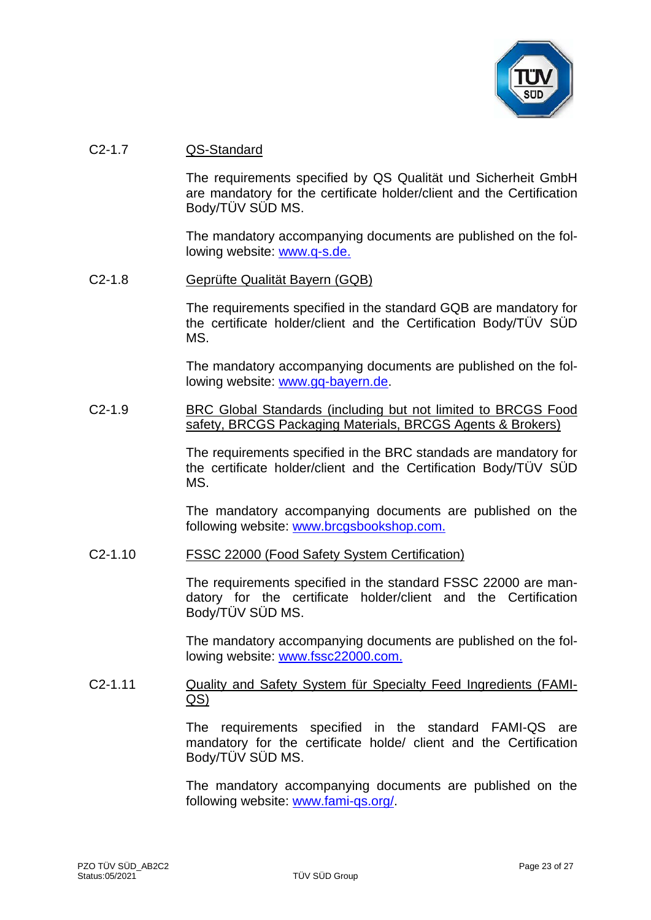C2-1.7 <u>QS-Standard</u>

The requirements specified by QS Qualität und Sicherheit GmbH are mandatory for the certificate holder/client and the Certification Body/TÜV SÜD MS.

The mandatory accompanying documents are published on the following website: www.q-s.de.

C2-1.8 <u>Geprüfte Qualität Bayern (GQB)</u>

The requirements specified in the standard GQB are mandatory for the certificate holder/client and the Certification Body/TÜV SÜD MS.

The mandatory accompanying documents are published on the following website: www.gq-bayern.de.

C2-1.9 <u>BRC Global Standards (including but not limited to BRCGS Food safety, BRCGS Packaging Materials, BRCGS Agents & Brokers)</u>

The requirements specified in the BRC standads are mandatory for the certificate holder/client and the Certification Body/TÜV SÜD MS.

The mandatory accompanying documents are published on the following website: www.brcgsbookshop.com.

C2-1.10 <u>FSSC 22000 (Food Safety System Certification)</u>

The requirements specified in the standard FSSC 22000 are mandatory for the certificate holder/client and the Certification Body/TÜV SÜD MS.

The mandatory accompanying documents are published on the following website: www.fssc22000.com.

C2-1.11 <u>Quality and Safety System für Specialty Feed Ingredients (FAMI-QS)</u>

The requirements specified in the standard FAMI-QS are mandatory for the certificate holde/ client and the Certification Body/TÜV SÜD MS.

The mandatory accompanying documents are published on the following website: www.fami-qs.org/.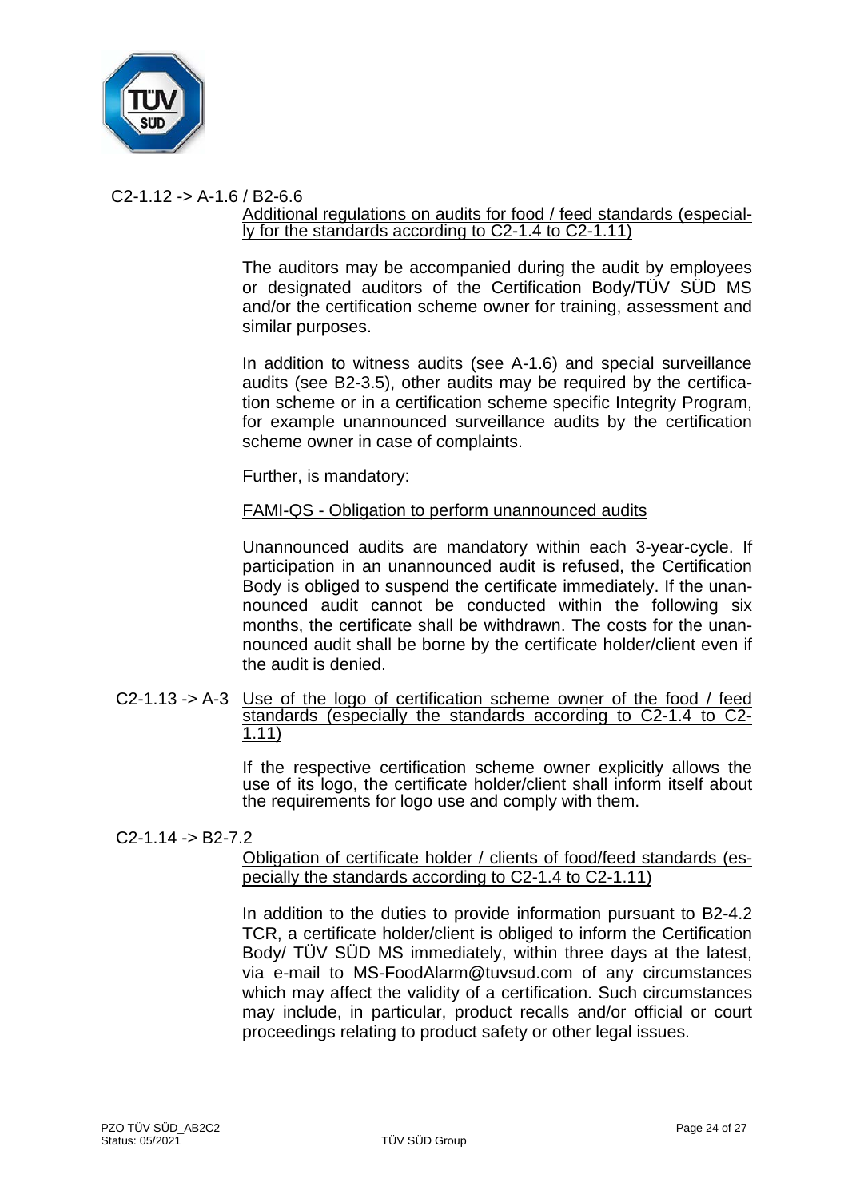C2-1.12 -> A-1.6 / B2-6.6

Additional regulations on audits for food / feed standards (especially for the standards according to C2-1.4 to C2-1.11)

The auditors may be accompanied during the audit by employees or designated auditors of the Certification Body/TÜV SÜD MS and/or the certification scheme owner for training, assessment and similar purposes.

In addition to witness audits (see A-1.6) and special surveillance audits (see B2-3.5), other audits may be required by the certification scheme or in a certification scheme specific Integrity Program, for example unannounced surveillance audits by the certification scheme owner in case of complaints.

Further, is mandatory:

FAMI-QS - Obligation to perform unannounced audits

Unannounced audits are mandatory within each 3-year-cycle. If participation in an unannounced audit is refused, the Certification Body is obliged to suspend the certificate immediately. If the unannounced audit cannot be conducted within the following six months, the certificate shall be withdrawn. The costs for the unannounced audit shall be borne by the certificate holder/client even if the audit is denied.

C2-1.13 -> A-3 Use of the logo of certification scheme owner of the food / feed standards (especially the standards according to C2-1.4 to C2-1.11)

If the respective certification scheme owner explicitly allows the use of its logo, the certificate holder/client shall inform itself about the requirements for logo use and comply with them.

C2-1.14 -> B2-7.2

Obligation of certificate holder / clients of food/feed standards (especially the standards according to C2-1.4 to C2-1.11)

In addition to the duties to provide information pursuant to B2-4.2 TCR, a certificate holder/client is obliged to inform the Certification Body/ TÜV SÜD MS immediately, within three days at the latest, via e-mail to MS-FoodAlarm@tuvsud.com of any circumstances which may affect the validity of a certification. Such circumstances may include, in particular, product recalls and/or official or court proceedings relating to product safety or other legal issues.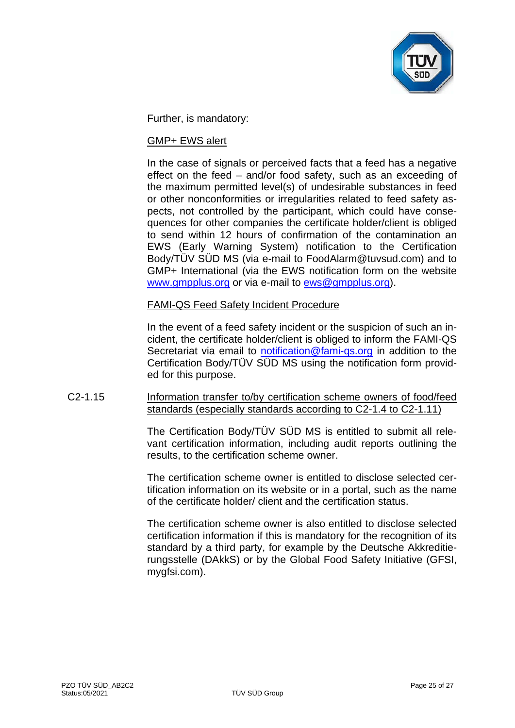Further, is mandatory:

GMP+ EWS alert

In the case of signals or perceived facts that a feed has a negative effect on the feed – and/or food safety, such as an exceeding of the maximum permitted level(s) of undesirable substances in feed or other nonconformities or irregularities related to feed safety aspects, not controlled by the participant, which could have consequences for other companies the certificate holder/client is obliged to send within 12 hours of confirmation of the contamination an EWS (Early Warning System) notification to the Certification Body/TÜV SÜD MS (via e-mail to FoodAlarm@tuvsud.com) and to GMP+ International (via the EWS notification form on the website www.gmpplus.org or via e-mail to ews@gmpplus.org).

FAMI-QS Feed Safety Incident Procedure

In the event of a feed safety incident or the suspicion of such an incident, the certificate holder/client is obliged to inform the FAMI-QS Secretariat via email to notification@fami-qs.org in addition to the Certification Body/TÜV SÜD MS using the notification form provided for this purpose.

C2-1.15 Information transfer to/by certification scheme owners of food/feed standards (especially standards according to C2-1.4 to C2-1.11)

The Certification Body/TÜV SÜD MS is entitled to submit all relevant certification information, including audit reports outlining the results, to the certification scheme owner.

The certification scheme owner is entitled to disclose selected certification information on its website or in a portal, such as the name of the certificate holder/ client and the certification status.

The certification scheme owner is also entitled to disclose selected certification information if this is mandatory for the recognition of its standard by a third party, for example by the Deutsche Akkreditierungsstelle (DAkkS) or by the Global Food Safety Initiative (GFSI, mygfsi.com).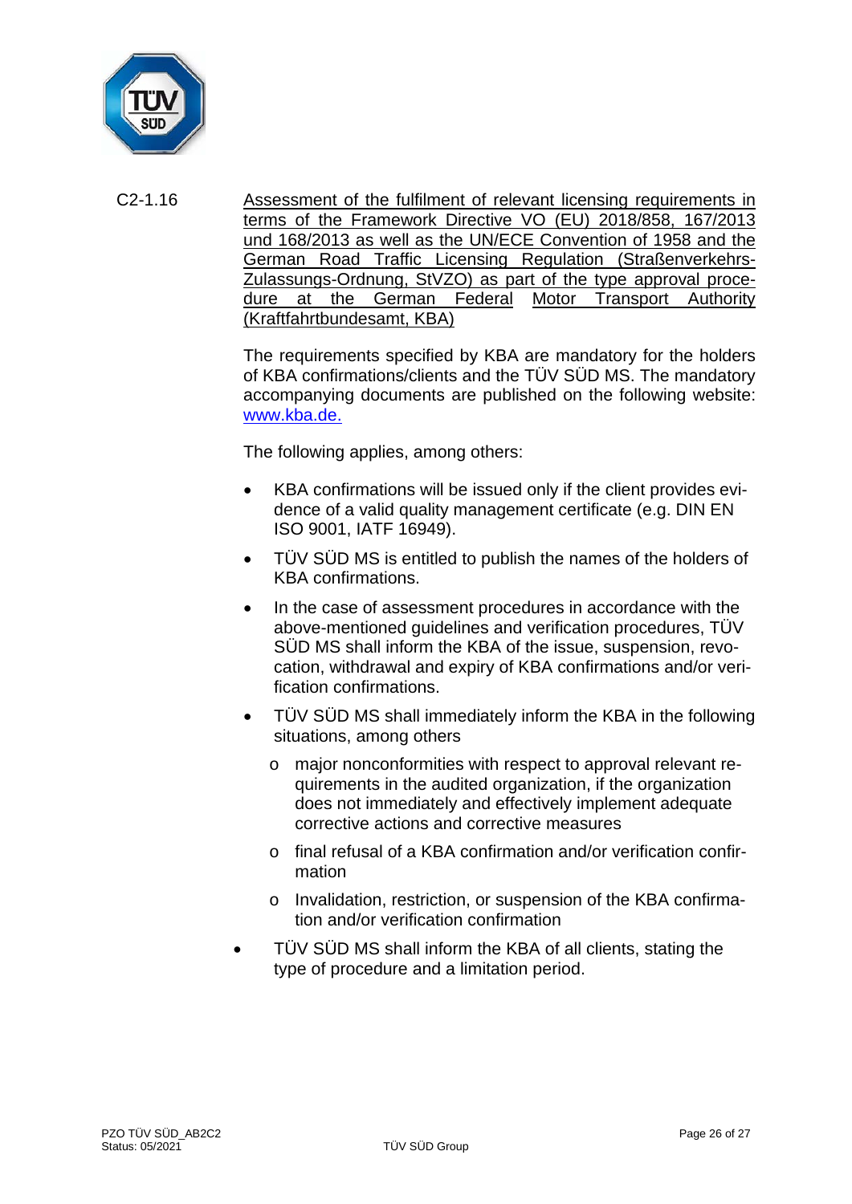C2-1.16 <u>Assessment of the fulfilment of relevant licensing requirements in terms of the Framework Directive VO (EU) 2018/858, 167/2013 und 168/2013 as well as the UN/ECE Convention of 1958 and the German Road Traffic Licensing Regulation (Straßenverkehrs-Zulassungs-Ordnung, StVZO) as part of the type approval procedure at the German Federal Motor Transport Authority (Kraftfahrtbundesamt, KBA)</u>

The requirements specified by KBA are mandatory for the holders of KBA confirmations/clients and the TÜV SÜD MS. The mandatory accompanying documents are published on the following website: www.kba.de.

The following applies, among others:

- KBA confirmations will be issued only if the client provides evidence of a valid quality management certificate (e.g. DIN EN ISO 9001, IATF 16949).
- TÜV SÜD MS is entitled to publish the names of the holders of KBA confirmations.
- In the case of assessment procedures in accordance with the above-mentioned guidelines and verification procedures, TÜV SÜD MS shall inform the KBA of the issue, suspension, revocation, withdrawal and expiry of KBA confirmations and/or verification confirmations.
- TÜV SÜD MS shall immediately inform the KBA in the following situations, among others
  - major nonconformities with respect to approval relevant requirements in the audited organization, if the organization does not immediately and effectively implement adequate corrective actions and corrective measures
  - final refusal of a KBA confirmation and/or verification confirmation
  - Invalidation, restriction, or suspension of the KBA confirmation and/or verification confirmation
- TÜV SÜD MS shall inform the KBA of all clients, stating the type of procedure and a limitation period.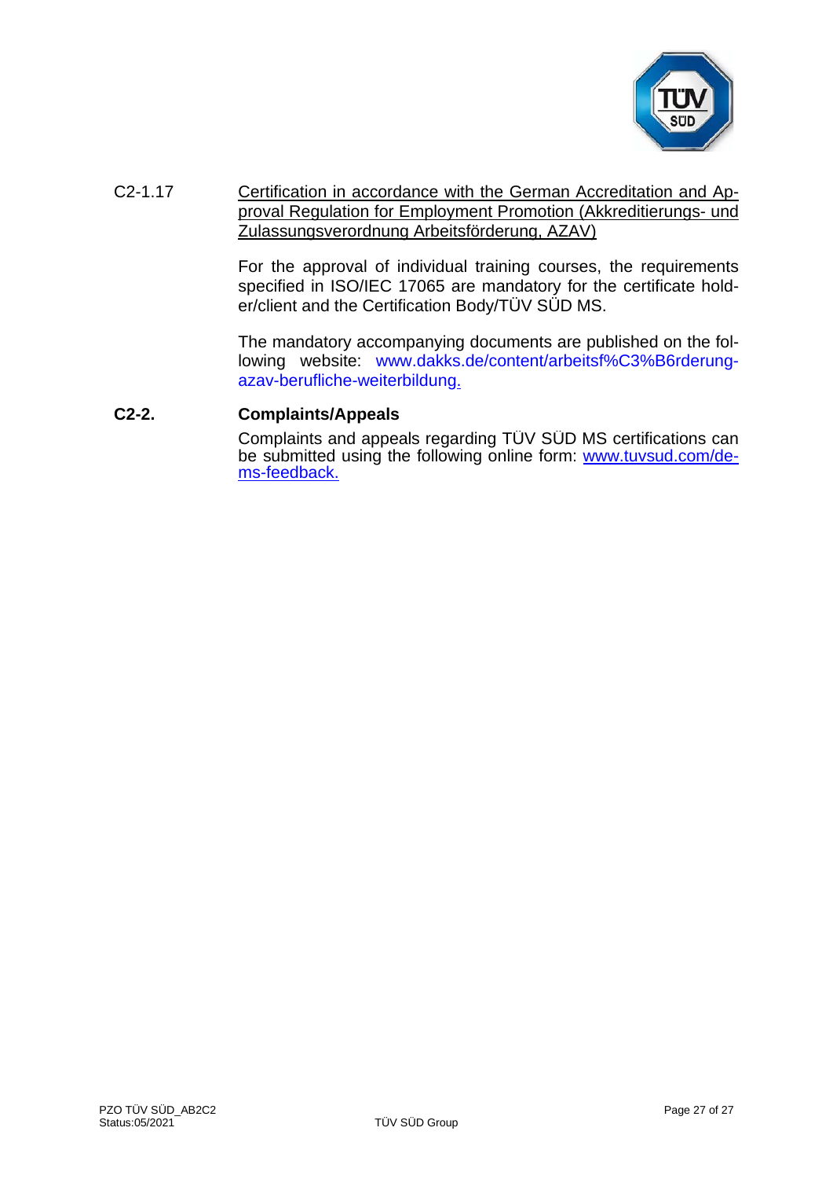C2-1.17 Certification in accordance with the German Accreditation and Approval Regulation for Employment Promotion (Akkreditierungs- und Zulassungsverordnung Arbeitsförderung, AZAV)

For the approval of individual training courses, the requirements specified in ISO/IEC 17065 are mandatory for the certificate holder/client and the Certification Body/TÜV SÜD MS.

The mandatory accompanying documents are published on the following website: www.dakks.de/content/arbeitsf%C3%B6rderung-azav-berufliche-weiterbildung.

## C2-2. Complaints/Appeals

Complaints and appeals regarding TÜV SÜD MS certifications can be submitted using the following online form: www.tuvsud.com/de-ms-feedback.